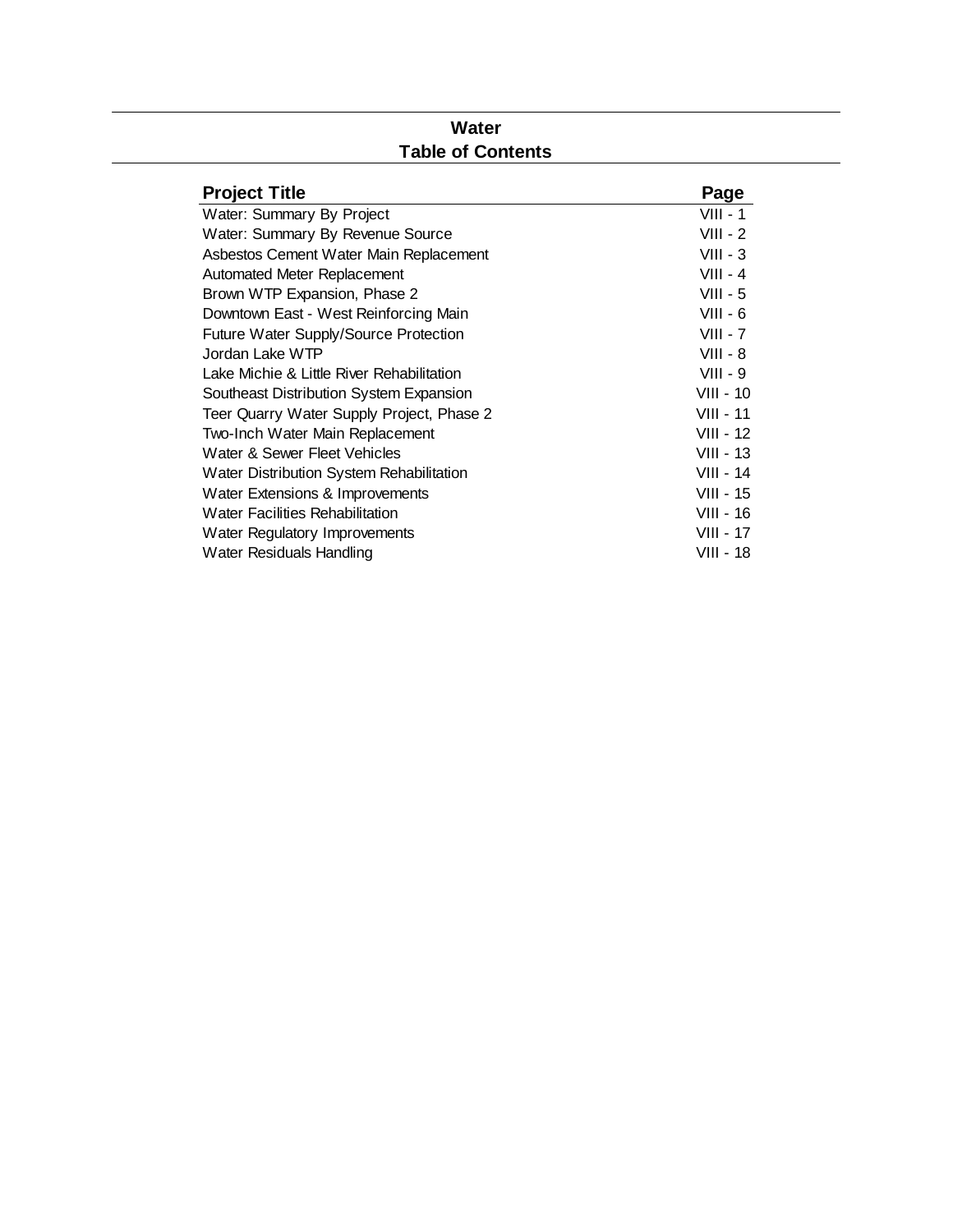# Water
## Table of Contents

| Project Title | Page |
| --- | --- |
| Water: Summary By Project | VIII - 1 |
| Water: Summary By Revenue Source | VIII - 2 |
| Asbestos Cement Water Main Replacement | VIII - 3 |
| Automated Meter Replacement | VIII - 4 |
| Brown WTP Expansion, Phase 2 | VIII - 5 |
| Downtown East - West Reinforcing Main | VIII - 6 |
| Future Water Supply/Source Protection | VIII - 7 |
| Jordan Lake WTP | VIII - 8 |
| Lake Michie & Little River Rehabilitation | VIII - 9 |
| Southeast Distribution System Expansion | VIII - 10 |
| Teer Quarry Water Supply Project, Phase 2 | VIII - 11 |
| Two-Inch Water Main Replacement | VIII - 12 |
| Water & Sewer Fleet Vehicles | VIII - 13 |
| Water Distribution System Rehabilitation | VIII - 14 |
| Water Extensions & Improvements | VIII - 15 |
| Water Facilities Rehabilitation | VIII - 16 |
| Water Regulatory Improvements | VIII - 17 |
| Water Residuals Handling | VIII - 18 |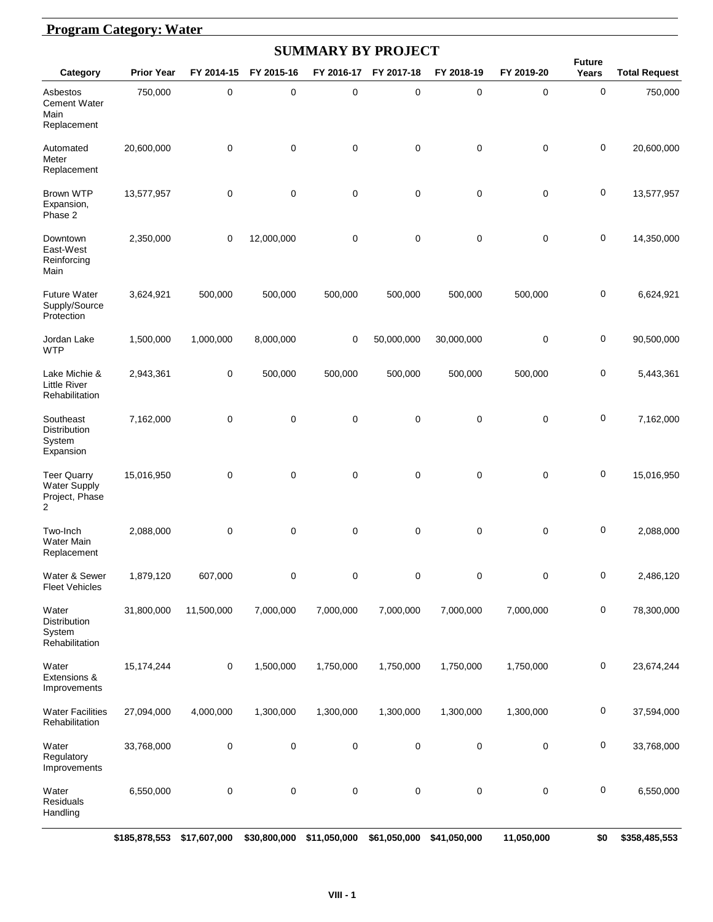## Program Category: Water

### SUMMARY BY PROJECT

| Category | Prior Year | FY 2014-15 | FY 2015-16 | FY 2016-17 | FY 2017-18 | FY 2018-19 | FY 2019-20 | Future Years | Total Request |
|---|---|---|---|---|---|---|---|---|---|
| Asbestos Cement Water Main Replacement | 750,000 | 0 | 0 | 0 | 0 | 0 | 0 | 0 | 750,000 |
| Automated Meter Replacement | 20,600,000 | 0 | 0 | 0 | 0 | 0 | 0 | 0 | 20,600,000 |
| Brown WTP Expansion, Phase 2 | 13,577,957 | 0 | 0 | 0 | 0 | 0 | 0 | 0 | 13,577,957 |
| Downtown East-West Reinforcing Main | 2,350,000 | 0 | 12,000,000 | 0 | 0 | 0 | 0 | 0 | 14,350,000 |
| Future Water Supply/Source Protection | 3,624,921 | 500,000 | 500,000 | 500,000 | 500,000 | 500,000 | 500,000 | 0 | 6,624,921 |
| Jordan Lake WTP | 1,500,000 | 1,000,000 | 8,000,000 | 0 | 50,000,000 | 30,000,000 | 0 | 0 | 90,500,000 |
| Lake Michie & Little River Rehabilitation | 2,943,361 | 0 | 500,000 | 500,000 | 500,000 | 500,000 | 500,000 | 0 | 5,443,361 |
| Southeast Distribution System Expansion | 7,162,000 | 0 | 0 | 0 | 0 | 0 | 0 | 0 | 7,162,000 |
| Teer Quarry Water Supply Project, Phase 2 | 15,016,950 | 0 | 0 | 0 | 0 | 0 | 0 | 0 | 15,016,950 |
| Two-Inch Water Main Replacement | 2,088,000 | 0 | 0 | 0 | 0 | 0 | 0 | 0 | 2,088,000 |
| Water & Sewer Fleet Vehicles | 1,879,120 | 607,000 | 0 | 0 | 0 | 0 | 0 | 0 | 2,486,120 |
| Water Distribution System Rehabilitation | 31,800,000 | 11,500,000 | 7,000,000 | 7,000,000 | 7,000,000 | 7,000,000 | 7,000,000 | 0 | 78,300,000 |
| Water Extensions & Improvements | 15,174,244 | 0 | 1,500,000 | 1,750,000 | 1,750,000 | 1,750,000 | 1,750,000 | 0 | 23,674,244 |
| Water Facilities Rehabilitation | 27,094,000 | 4,000,000 | 1,300,000 | 1,300,000 | 1,300,000 | 1,300,000 | 1,300,000 | 0 | 37,594,000 |
| Water Regulatory Improvements | 33,768,000 | 0 | 0 | 0 | 0 | 0 | 0 | 0 | 33,768,000 |
| Water Residuals Handling | 6,550,000 | 0 | 0 | 0 | 0 | 0 | 0 | 0 | 6,550,000 |
| | **$185,878,553** | **$17,607,000** | **$30,800,000** | **$11,050,000** | **$61,050,000** | **$41,050,000** | **11,050,000** | **$0** | **$358,485,553** |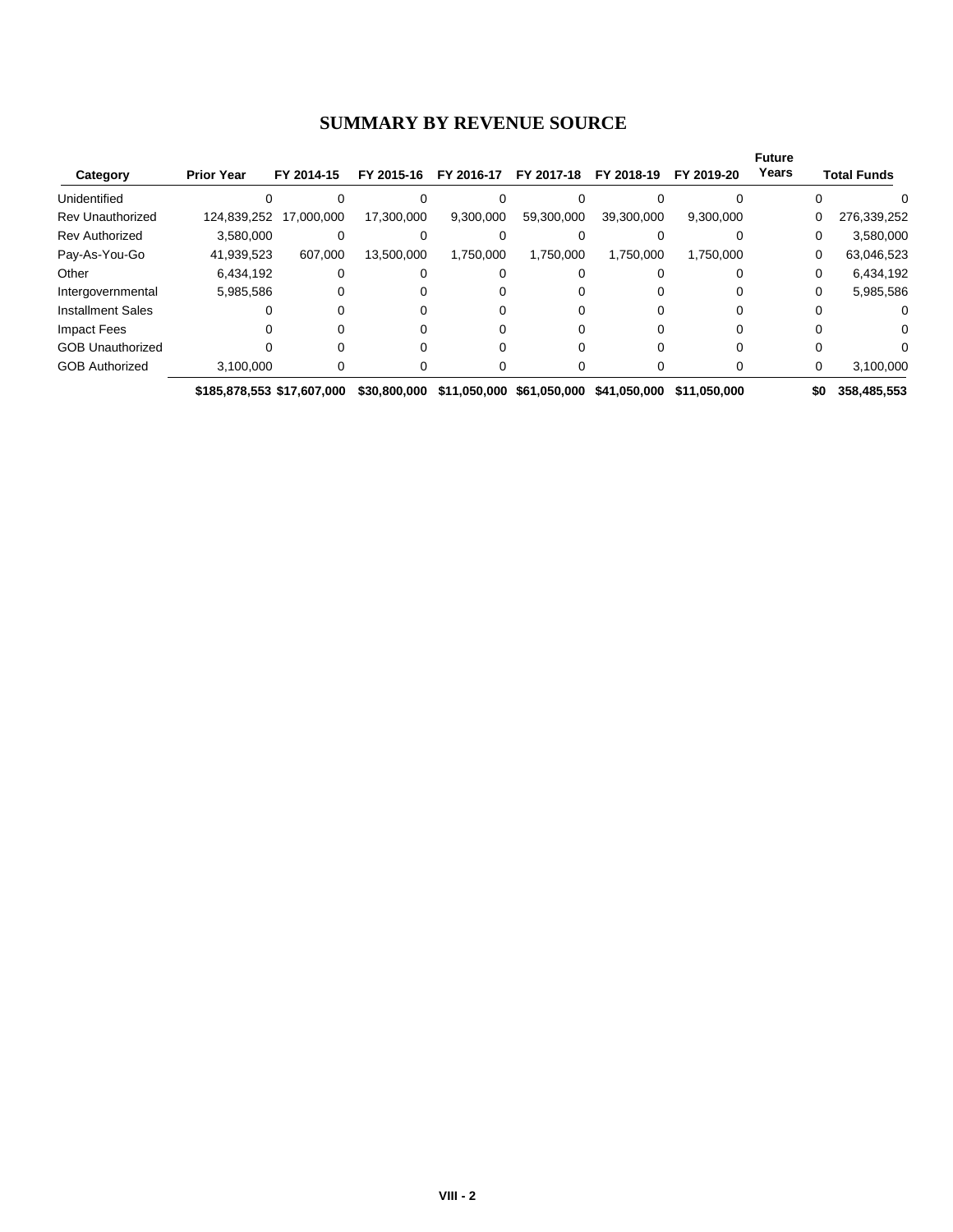# SUMMARY BY REVENUE SOURCE

| Category | Prior Year | FY 2014-15 | FY 2015-16 | FY 2016-17 | FY 2017-18 | FY 2018-19 | FY 2019-20 | Future Years | Total Funds |
|---|---|---|---|---|---|---|---|---|---|
| Unidentified | 0 | 0 | 0 | 0 | 0 | 0 | 0 | 0 | 0 |
| Rev Unauthorized | 124,839,252 | 17,000,000 | 17,300,000 | 9,300,000 | 59,300,000 | 39,300,000 | 9,300,000 | 0 | 276,339,252 |
| Rev Authorized | 3,580,000 | 0 | 0 | 0 | 0 | 0 | 0 | 0 | 3,580,000 |
| Pay-As-You-Go | 41,939,523 | 607,000 | 13,500,000 | 1,750,000 | 1,750,000 | 1,750,000 | 1,750,000 | 0 | 63,046,523 |
| Other | 6,434,192 | 0 | 0 | 0 | 0 | 0 | 0 | 0 | 6,434,192 |
| Intergovernmental | 5,985,586 | 0 | 0 | 0 | 0 | 0 | 0 | 0 | 5,985,586 |
| Installment Sales | 0 | 0 | 0 | 0 | 0 | 0 | 0 | 0 | 0 |
| Impact Fees | 0 | 0 | 0 | 0 | 0 | 0 | 0 | 0 | 0 |
| GOB Unauthorized | 0 | 0 | 0 | 0 | 0 | 0 | 0 | 0 | 0 |
| GOB Authorized | 3,100,000 | 0 | 0 | 0 | 0 | 0 | 0 | 0 | 3,100,000 |
| | **$185,878,553** | **$17,607,000** | **$30,800,000** | **$11,050,000** | **$61,050,000** | **$41,050,000** | **$11,050,000** | **$0** | **358,485,553** |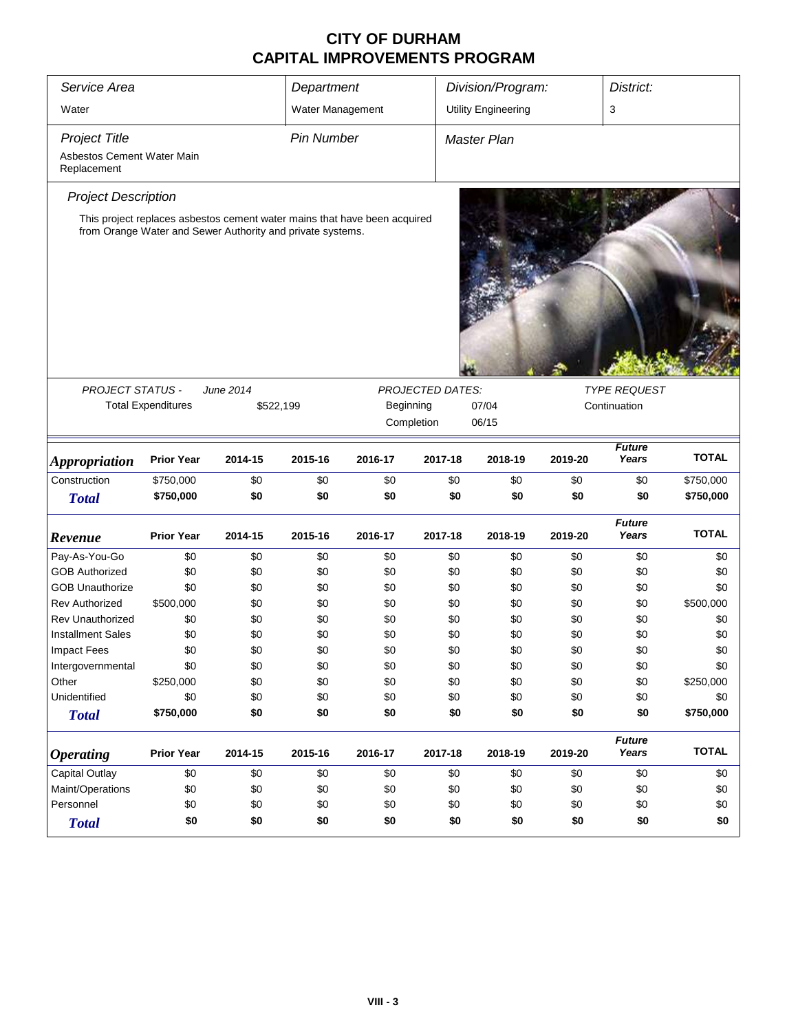# CITY OF DURHAM
# CAPITAL IMPROVEMENTS PROGRAM

| Service Area | Department | Division/Program: | District: |
|---|---|---|---|
| Water | Water Management | Utility Engineering | 3 |

| Project Title | Pin Number | Master Plan |
|---|---|---|
| Asbestos Cement Water Main Replacement | | |

### Project Description

This project replaces asbestos cement water mains that have been acquired from Orange Water and Sewer Authority and private systems.

| PROJECT STATUS - | June 2014 | PROJECTED DATES: | | TYPE REQUEST |
|---|---|---|---|---|
| Total Expenditures | $522,199 | Beginning | 07/04 | Continuation |
| | | Completion | 06/15 | |

| *Appropriation* | Prior Year | 2014-15 | 2015-16 | 2016-17 | 2017-18 | 2018-19 | 2019-20 | *Future Years* | TOTAL |
|---|---|---|---|---|---|---|---|---|---|
| Construction | $750,000 | $0 | $0 | $0 | $0 | $0 | $0 | $0 | $750,000 |
| ***Total*** | **$750,000** | **$0** | **$0** | **$0** | **$0** | **$0** | **$0** | **$0** | **$750,000** |

| *Revenue* | Prior Year | 2014-15 | 2015-16 | 2016-17 | 2017-18 | 2018-19 | 2019-20 | *Future Years* | TOTAL |
|---|---|---|---|---|---|---|---|---|---|
| Pay-As-You-Go | $0 | $0 | $0 | $0 | $0 | $0 | $0 | $0 | $0 |
| GOB Authorized | $0 | $0 | $0 | $0 | $0 | $0 | $0 | $0 | $0 |
| GOB Unauthorize | $0 | $0 | $0 | $0 | $0 | $0 | $0 | $0 | $0 |
| Rev Authorized | $500,000 | $0 | $0 | $0 | $0 | $0 | $0 | $0 | $500,000 |
| Rev Unauthorized | $0 | $0 | $0 | $0 | $0 | $0 | $0 | $0 | $0 |
| Installment Sales | $0 | $0 | $0 | $0 | $0 | $0 | $0 | $0 | $0 |
| Impact Fees | $0 | $0 | $0 | $0 | $0 | $0 | $0 | $0 | $0 |
| Intergovernmental | $0 | $0 | $0 | $0 | $0 | $0 | $0 | $0 | $0 |
| Other | $250,000 | $0 | $0 | $0 | $0 | $0 | $0 | $0 | $250,000 |
| Unidentified | $0 | $0 | $0 | $0 | $0 | $0 | $0 | $0 | $0 |
| ***Total*** | **$750,000** | **$0** | **$0** | **$0** | **$0** | **$0** | **$0** | **$0** | **$750,000** |

| *Operating* | Prior Year | 2014-15 | 2015-16 | 2016-17 | 2017-18 | 2018-19 | 2019-20 | *Future Years* | TOTAL |
|---|---|---|---|---|---|---|---|---|---|
| Capital Outlay | $0 | $0 | $0 | $0 | $0 | $0 | $0 | $0 | $0 |
| Maint/Operations | $0 | $0 | $0 | $0 | $0 | $0 | $0 | $0 | $0 |
| Personnel | $0 | $0 | $0 | $0 | $0 | $0 | $0 | $0 | $0 |
| ***Total*** | **$0** | **$0** | **$0** | **$0** | **$0** | **$0** | **$0** | **$0** | **$0** |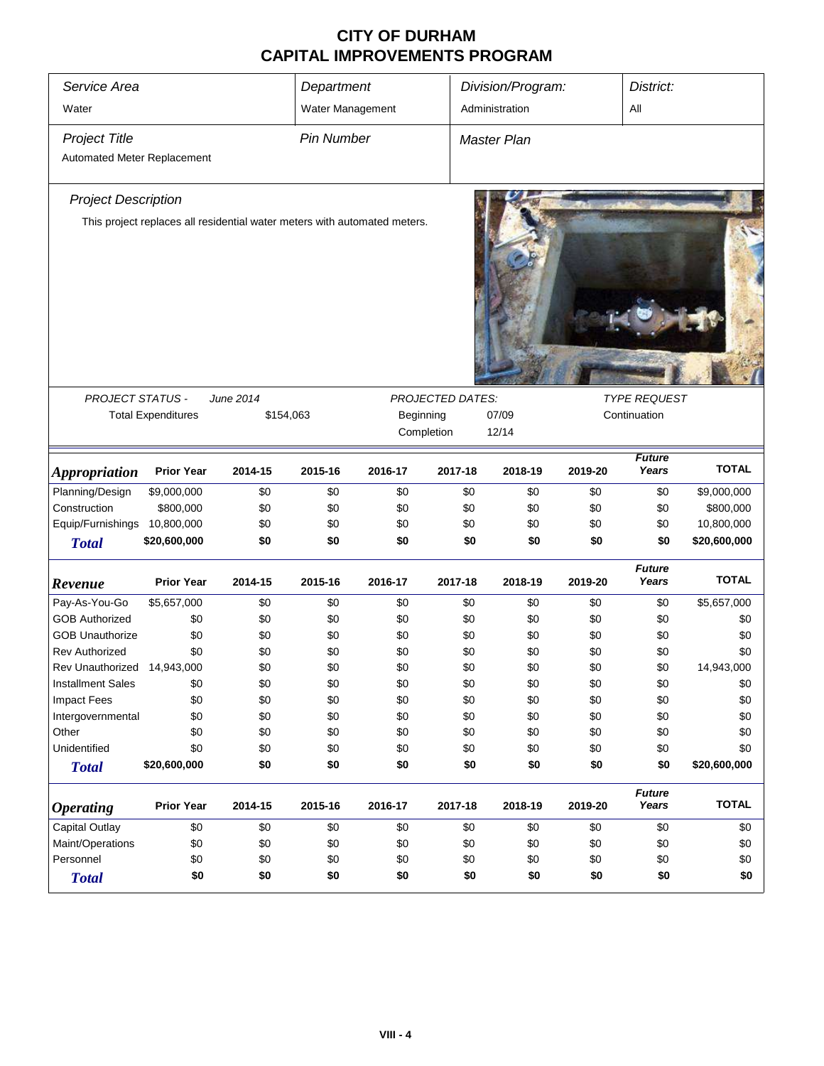# CITY OF DURHAM
# CAPITAL IMPROVEMENTS PROGRAM

| Service Area | Department | Division/Program: | District: |
|---|---|---|---|
| Water | Water Management | Administration | All |

| Project Title | Pin Number | Master Plan |
|---|---|---|
| Automated Meter Replacement | | |

### Project Description

This project replaces all residential water meters with automated meters.

| PROJECT STATUS - | June 2014 | PROJECTED DATES: | | TYPE REQUEST |
|---|---|---|---|---|
| Total Expenditures | $154,063 | Beginning | 07/09 | Continuation |
| | | Completion | 12/14 | |

| Appropriation | Prior Year | 2014-15 | 2015-16 | 2016-17 | 2017-18 | 2018-19 | 2019-20 | Future Years | TOTAL |
|---|---|---|---|---|---|---|---|---|---|
| Planning/Design | $9,000,000 | $0 | $0 | $0 | $0 | $0 | $0 | $0 | $9,000,000 |
| Construction | $800,000 | $0 | $0 | $0 | $0 | $0 | $0 | $0 | $800,000 |
| Equip/Furnishings | 10,800,000 | $0 | $0 | $0 | $0 | $0 | $0 | $0 | 10,800,000 |
| **Total** | **$20,600,000** | **$0** | **$0** | **$0** | **$0** | **$0** | **$0** | **$0** | **$20,600,000** |

| Revenue | Prior Year | 2014-15 | 2015-16 | 2016-17 | 2017-18 | 2018-19 | 2019-20 | Future Years | TOTAL |
|---|---|---|---|---|---|---|---|---|---|
| Pay-As-You-Go | $5,657,000 | $0 | $0 | $0 | $0 | $0 | $0 | $0 | $5,657,000 |
| GOB Authorized | $0 | $0 | $0 | $0 | $0 | $0 | $0 | $0 | $0 |
| GOB Unauthorize | $0 | $0 | $0 | $0 | $0 | $0 | $0 | $0 | $0 |
| Rev Authorized | $0 | $0 | $0 | $0 | $0 | $0 | $0 | $0 | $0 |
| Rev Unauthorized | 14,943,000 | $0 | $0 | $0 | $0 | $0 | $0 | $0 | 14,943,000 |
| Installment Sales | $0 | $0 | $0 | $0 | $0 | $0 | $0 | $0 | $0 |
| Impact Fees | $0 | $0 | $0 | $0 | $0 | $0 | $0 | $0 | $0 |
| Intergovernmental | $0 | $0 | $0 | $0 | $0 | $0 | $0 | $0 | $0 |
| Other | $0 | $0 | $0 | $0 | $0 | $0 | $0 | $0 | $0 |
| Unidentified | $0 | $0 | $0 | $0 | $0 | $0 | $0 | $0 | $0 |
| **Total** | **$20,600,000** | **$0** | **$0** | **$0** | **$0** | **$0** | **$0** | **$0** | **$20,600,000** |

| Operating | Prior Year | 2014-15 | 2015-16 | 2016-17 | 2017-18 | 2018-19 | 2019-20 | Future Years | TOTAL |
|---|---|---|---|---|---|---|---|---|---|
| Capital Outlay | $0 | $0 | $0 | $0 | $0 | $0 | $0 | $0 | $0 |
| Maint/Operations | $0 | $0 | $0 | $0 | $0 | $0 | $0 | $0 | $0 |
| Personnel | $0 | $0 | $0 | $0 | $0 | $0 | $0 | $0 | $0 |
| **Total** | **$0** | **$0** | **$0** | **$0** | **$0** | **$0** | **$0** | **$0** | **$0** |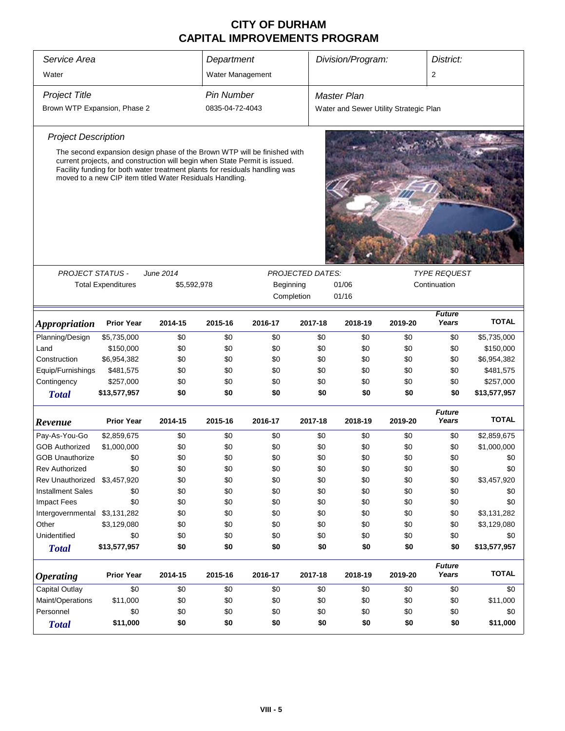# CITY OF DURHAM
# CAPITAL IMPROVEMENTS PROGRAM

| *Service Area* | *Department* | *Division/Program:* | *District:* |
|---|---|---|---|
| Water | Water Management | | 2 |

| *Project Title* | *Pin Number* | *Master Plan* |
|---|---|---|
| Brown WTP Expansion, Phase 2 | 0835-04-72-4043 | Water and Sewer Utility Strategic Plan |

*Project Description*

The second expansion design phase of the Brown WTP will be finished with current projects, and construction will begin when State Permit is issued. Facility funding for both water treatment plants for residuals handling was moved to a new CIP item titled Water Residuals Handling.

| *PROJECT STATUS -* | *June 2014* | *PROJECTED DATES:* | | *TYPE REQUEST* |
|---|---|---|---|---|
| Total Expenditures | $5,592,978 | Beginning | 01/06 | Continuation |
| | | Completion | 01/16 | |

| *Appropriation* | Prior Year | 2014-15 | 2015-16 | 2016-17 | 2017-18 | 2018-19 | 2019-20 | *Future Years* | TOTAL |
|---|---|---|---|---|---|---|---|---|---|
| Planning/Design | $5,735,000 | $0 | $0 | $0 | $0 | $0 | $0 | $0 | $5,735,000 |
| Land | $150,000 | $0 | $0 | $0 | $0 | $0 | $0 | $0 | $150,000 |
| Construction | $6,954,382 | $0 | $0 | $0 | $0 | $0 | $0 | $0 | $6,954,382 |
| Equip/Furnishings | $481,575 | $0 | $0 | $0 | $0 | $0 | $0 | $0 | $481,575 |
| Contingency | $257,000 | $0 | $0 | $0 | $0 | $0 | $0 | $0 | $257,000 |
| ***Total*** | **$13,577,957** | **$0** | **$0** | **$0** | **$0** | **$0** | **$0** | **$0** | **$13,577,957** |

| *Revenue* | Prior Year | 2014-15 | 2015-16 | 2016-17 | 2017-18 | 2018-19 | 2019-20 | *Future Years* | TOTAL |
|---|---|---|---|---|---|---|---|---|---|
| Pay-As-You-Go | $2,859,675 | $0 | $0 | $0 | $0 | $0 | $0 | $0 | $2,859,675 |
| GOB Authorized | $1,000,000 | $0 | $0 | $0 | $0 | $0 | $0 | $0 | $1,000,000 |
| GOB Unauthorize | $0 | $0 | $0 | $0 | $0 | $0 | $0 | $0 | $0 |
| Rev Authorized | $0 | $0 | $0 | $0 | $0 | $0 | $0 | $0 | $0 |
| Rev Unauthorized | $3,457,920 | $0 | $0 | $0 | $0 | $0 | $0 | $0 | $3,457,920 |
| Installment Sales | $0 | $0 | $0 | $0 | $0 | $0 | $0 | $0 | $0 |
| Impact Fees | $0 | $0 | $0 | $0 | $0 | $0 | $0 | $0 | $0 |
| Intergovernmental | $3,131,282 | $0 | $0 | $0 | $0 | $0 | $0 | $0 | $3,131,282 |
| Other | $3,129,080 | $0 | $0 | $0 | $0 | $0 | $0 | $0 | $3,129,080 |
| Unidentified | $0 | $0 | $0 | $0 | $0 | $0 | $0 | $0 | $0 |
| ***Total*** | **$13,577,957** | **$0** | **$0** | **$0** | **$0** | **$0** | **$0** | **$0** | **$13,577,957** |

| *Operating* | Prior Year | 2014-15 | 2015-16 | 2016-17 | 2017-18 | 2018-19 | 2019-20 | *Future Years* | TOTAL |
|---|---|---|---|---|---|---|---|---|---|
| Capital Outlay | $0 | $0 | $0 | $0 | $0 | $0 | $0 | $0 | $0 |
| Maint/Operations | $11,000 | $0 | $0 | $0 | $0 | $0 | $0 | $0 | $11,000 |
| Personnel | $0 | $0 | $0 | $0 | $0 | $0 | $0 | $0 | $0 |
| ***Total*** | **$11,000** | **$0** | **$0** | **$0** | **$0** | **$0** | **$0** | **$0** | **$11,000** |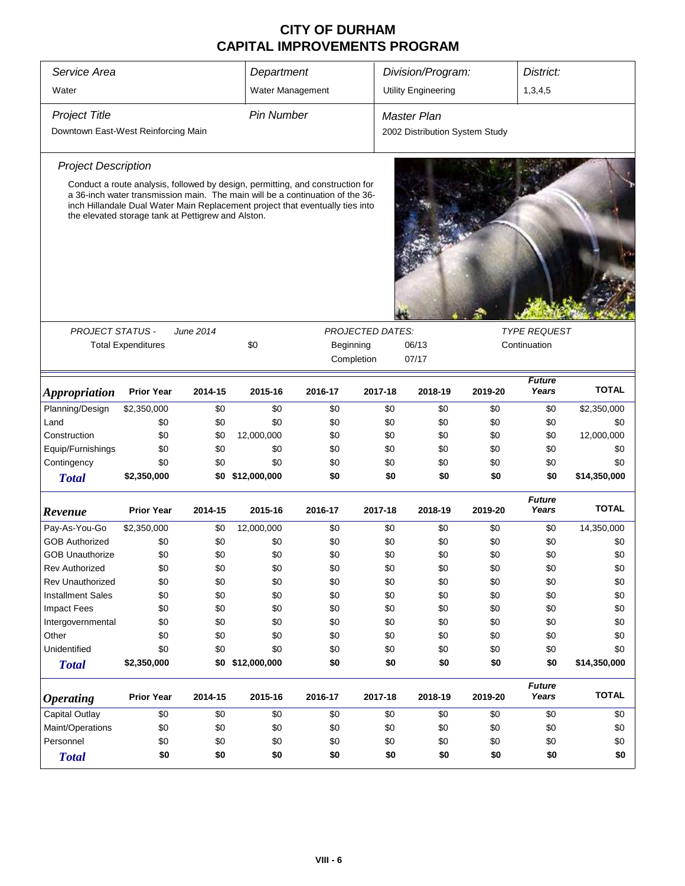# CITY OF DURHAM
# CAPITAL IMPROVEMENTS PROGRAM

| *Service Area* | *Department* | *Division/Program:* | *District:* |
|---|---|---|---|
| Water | Water Management | Utility Engineering | 1,3,4,5 |

| *Project Title* | *Pin Number* | *Master Plan* |
|---|---|---|
| Downtown East-West Reinforcing Main | | 2002 Distribution System Study |

### *Project Description*

Conduct a route analysis, followed by design, permitting, and construction for a 36-inch water transmission main. The main will be a continuation of the 36-inch Hillandale Dual Water Main Replacement project that eventually ties into the elevated storage tank at Pettigrew and Alston.

| *PROJECT STATUS -* | *June 2014* | *PROJECTED DATES:* | | *TYPE REQUEST* |
|---|---|---|---|---|
| Total Expenditures | $0 | Beginning | 06/13 | Continuation |
| | | Completion | 07/17 | |

| *Appropriation* | Prior Year | 2014-15 | 2015-16 | 2016-17 | 2017-18 | 2018-19 | 2019-20 | *Future Years* | TOTAL |
|---|---|---|---|---|---|---|---|---|---|
| Planning/Design | $2,350,000 | $0 | $0 | $0 | $0 | $0 | $0 | $0 | $2,350,000 |
| Land | $0 | $0 | $0 | $0 | $0 | $0 | $0 | $0 | $0 |
| Construction | $0 | $0 | 12,000,000 | $0 | $0 | $0 | $0 | $0 | 12,000,000 |
| Equip/Furnishings | $0 | $0 | $0 | $0 | $0 | $0 | $0 | $0 | $0 |
| Contingency | $0 | $0 | $0 | $0 | $0 | $0 | $0 | $0 | $0 |
| ***Total*** | **$2,350,000** | **$0** | **$12,000,000** | **$0** | **$0** | **$0** | **$0** | **$0** | **$14,350,000** |

| *Revenue* | Prior Year | 2014-15 | 2015-16 | 2016-17 | 2017-18 | 2018-19 | 2019-20 | *Future Years* | TOTAL |
|---|---|---|---|---|---|---|---|---|---|
| Pay-As-You-Go | $2,350,000 | $0 | 12,000,000 | $0 | $0 | $0 | $0 | $0 | 14,350,000 |
| GOB Authorized | $0 | $0 | $0 | $0 | $0 | $0 | $0 | $0 | $0 |
| GOB Unauthorize | $0 | $0 | $0 | $0 | $0 | $0 | $0 | $0 | $0 |
| Rev Authorized | $0 | $0 | $0 | $0 | $0 | $0 | $0 | $0 | $0 |
| Rev Unauthorized | $0 | $0 | $0 | $0 | $0 | $0 | $0 | $0 | $0 |
| Installment Sales | $0 | $0 | $0 | $0 | $0 | $0 | $0 | $0 | $0 |
| Impact Fees | $0 | $0 | $0 | $0 | $0 | $0 | $0 | $0 | $0 |
| Intergovernmental | $0 | $0 | $0 | $0 | $0 | $0 | $0 | $0 | $0 |
| Other | $0 | $0 | $0 | $0 | $0 | $0 | $0 | $0 | $0 |
| Unidentified | $0 | $0 | $0 | $0 | $0 | $0 | $0 | $0 | $0 |
| ***Total*** | **$2,350,000** | **$0** | **$12,000,000** | **$0** | **$0** | **$0** | **$0** | **$0** | **$14,350,000** |

| *Operating* | Prior Year | 2014-15 | 2015-16 | 2016-17 | 2017-18 | 2018-19 | 2019-20 | *Future Years* | TOTAL |
|---|---|---|---|---|---|---|---|---|---|
| Capital Outlay | $0 | $0 | $0 | $0 | $0 | $0 | $0 | $0 | $0 |
| Maint/Operations | $0 | $0 | $0 | $0 | $0 | $0 | $0 | $0 | $0 |
| Personnel | $0 | $0 | $0 | $0 | $0 | $0 | $0 | $0 | $0 |
| ***Total*** | **$0** | **$0** | **$0** | **$0** | **$0** | **$0** | **$0** | **$0** | **$0** |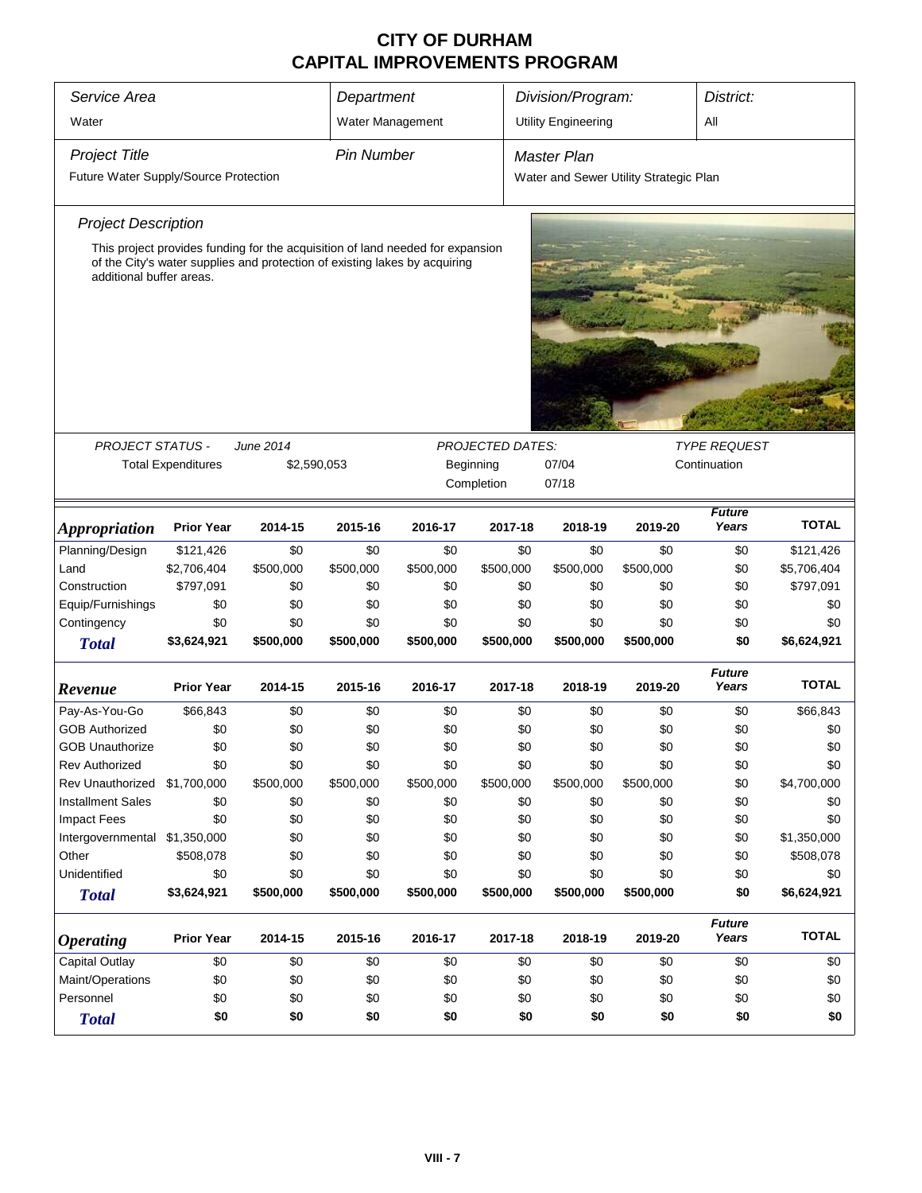# CITY OF DURHAM
# CAPITAL IMPROVEMENTS PROGRAM

| Service Area | Department | Division/Program: | District: |
|---|---|---|---|
| Water | Water Management | Utility Engineering | All |

| Project Title | Pin Number | Master Plan |
|---|---|---|
| Future Water Supply/Source Protection | | Water and Sewer Utility Strategic Plan |

*Project Description*

This project provides funding for the acquisition of land needed for expansion of the City's water supplies and protection of existing lakes by acquiring additional buffer areas.

| PROJECT STATUS - | June 2014 | PROJECTED DATES: | | TYPE REQUEST |
|---|---|---|---|---|
| Total Expenditures | $2,590,053 | Beginning | 07/04 | Continuation |
| | | Completion | 07/18 | |

| *Appropriation* | Prior Year | 2014-15 | 2015-16 | 2016-17 | 2017-18 | 2018-19 | 2019-20 | Future Years | TOTAL |
|---|---|---|---|---|---|---|---|---|---|
| Planning/Design | $121,426 | $0 | $0 | $0 | $0 | $0 | $0 | $0 | $121,426 |
| Land | $2,706,404 | $500,000 | $500,000 | $500,000 | $500,000 | $500,000 | $500,000 | $0 | $5,706,404 |
| Construction | $797,091 | $0 | $0 | $0 | $0 | $0 | $0 | $0 | $797,091 |
| Equip/Furnishings | $0 | $0 | $0 | $0 | $0 | $0 | $0 | $0 | $0 |
| Contingency | $0 | $0 | $0 | $0 | $0 | $0 | $0 | $0 | $0 |
| **Total** | **$3,624,921** | **$500,000** | **$500,000** | **$500,000** | **$500,000** | **$500,000** | **$500,000** | **$0** | **$6,624,921** |

| *Revenue* | Prior Year | 2014-15 | 2015-16 | 2016-17 | 2017-18 | 2018-19 | 2019-20 | Future Years | TOTAL |
|---|---|---|---|---|---|---|---|---|---|
| Pay-As-You-Go | $66,843 | $0 | $0 | $0 | $0 | $0 | $0 | $0 | $66,843 |
| GOB Authorized | $0 | $0 | $0 | $0 | $0 | $0 | $0 | $0 | $0 |
| GOB Unauthorize | $0 | $0 | $0 | $0 | $0 | $0 | $0 | $0 | $0 |
| Rev Authorized | $0 | $0 | $0 | $0 | $0 | $0 | $0 | $0 | $0 |
| Rev Unauthorized | $1,700,000 | $500,000 | $500,000 | $500,000 | $500,000 | $500,000 | $500,000 | $0 | $4,700,000 |
| Installment Sales | $0 | $0 | $0 | $0 | $0 | $0 | $0 | $0 | $0 |
| Impact Fees | $0 | $0 | $0 | $0 | $0 | $0 | $0 | $0 | $0 |
| Intergovernmental | $1,350,000 | $0 | $0 | $0 | $0 | $0 | $0 | $0 | $1,350,000 |
| Other | $508,078 | $0 | $0 | $0 | $0 | $0 | $0 | $0 | $508,078 |
| Unidentified | $0 | $0 | $0 | $0 | $0 | $0 | $0 | $0 | $0 |
| **Total** | **$3,624,921** | **$500,000** | **$500,000** | **$500,000** | **$500,000** | **$500,000** | **$500,000** | **$0** | **$6,624,921** |

| *Operating* | Prior Year | 2014-15 | 2015-16 | 2016-17 | 2017-18 | 2018-19 | 2019-20 | Future Years | TOTAL |
|---|---|---|---|---|---|---|---|---|---|
| Capital Outlay | $0 | $0 | $0 | $0 | $0 | $0 | $0 | $0 | $0 |
| Maint/Operations | $0 | $0 | $0 | $0 | $0 | $0 | $0 | $0 | $0 |
| Personnel | $0 | $0 | $0 | $0 | $0 | $0 | $0 | $0 | $0 |
| **Total** | **$0** | **$0** | **$0** | **$0** | **$0** | **$0** | **$0** | **$0** | **$0** |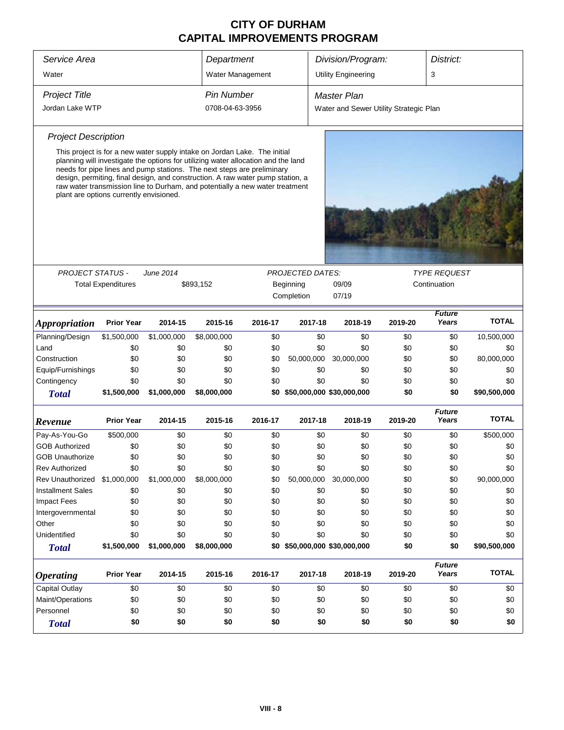# CITY OF DURHAM
# CAPITAL IMPROVEMENTS PROGRAM

| Service Area | Department | Division/Program: | District: |
|---|---|---|---|
| Water | Water Management | Utility Engineering | 3 |

| Project Title | Pin Number | Master Plan |
|---|---|---|
| Jordan Lake WTP | 0708-04-63-3956 | Water and Sewer Utility Strategic Plan |

### Project Description

This project is for a new water supply intake on Jordan Lake. The initial planning will investigate the options for utilizing water allocation and the land needs for pipe lines and pump stations. The next steps are preliminary design, permiting, final design, and construction. A raw water pump station, a raw water transmission line to Durham, and potentially a new water treatment plant are options currently envisioned.

| PROJECT STATUS - | June 2014 | PROJECTED DATES: | | TYPE REQUEST |
|---|---|---|---|---|
| Total Expenditures | $893,152 | Beginning | 09/09 | Continuation |
| | | Completion | 07/19 | |

| Appropriation | Prior Year | 2014-15 | 2015-16 | 2016-17 | 2017-18 | 2018-19 | 2019-20 | Future Years | TOTAL |
|---|---|---|---|---|---|---|---|---|---|
| Planning/Design | $1,500,000 | $1,000,000 | $8,000,000 | $0 | $0 | $0 | $0 | $0 | 10,500,000 |
| Land | $0 | $0 | $0 | $0 | $0 | $0 | $0 | $0 | $0 |
| Construction | $0 | $0 | $0 | $0 | 50,000,000 | 30,000,000 | $0 | $0 | 80,000,000 |
| Equip/Furnishings | $0 | $0 | $0 | $0 | $0 | $0 | $0 | $0 | $0 |
| Contingency | $0 | $0 | $0 | $0 | $0 | $0 | $0 | $0 | $0 |
| **Total** | **$1,500,000** | **$1,000,000** | **$8,000,000** | **$0** | **$50,000,000** | **$30,000,000** | **$0** | **$0** | **$90,500,000** |

| Revenue | Prior Year | 2014-15 | 2015-16 | 2016-17 | 2017-18 | 2018-19 | 2019-20 | Future Years | TOTAL |
|---|---|---|---|---|---|---|---|---|---|
| Pay-As-You-Go | $500,000 | $0 | $0 | $0 | $0 | $0 | $0 | $0 | $500,000 |
| GOB Authorized | $0 | $0 | $0 | $0 | $0 | $0 | $0 | $0 | $0 |
| GOB Unauthorize | $0 | $0 | $0 | $0 | $0 | $0 | $0 | $0 | $0 |
| Rev Authorized | $0 | $0 | $0 | $0 | $0 | $0 | $0 | $0 | $0 |
| Rev Unauthorized | $1,000,000 | $1,000,000 | $8,000,000 | $0 | 50,000,000 | 30,000,000 | $0 | $0 | 90,000,000 |
| Installment Sales | $0 | $0 | $0 | $0 | $0 | $0 | $0 | $0 | $0 |
| Impact Fees | $0 | $0 | $0 | $0 | $0 | $0 | $0 | $0 | $0 |
| Intergovernmental | $0 | $0 | $0 | $0 | $0 | $0 | $0 | $0 | $0 |
| Other | $0 | $0 | $0 | $0 | $0 | $0 | $0 | $0 | $0 |
| Unidentified | $0 | $0 | $0 | $0 | $0 | $0 | $0 | $0 | $0 |
| **Total** | **$1,500,000** | **$1,000,000** | **$8,000,000** | **$0** | **$50,000,000** | **$30,000,000** | **$0** | **$0** | **$90,500,000** |

| Operating | Prior Year | 2014-15 | 2015-16 | 2016-17 | 2017-18 | 2018-19 | 2019-20 | Future Years | TOTAL |
|---|---|---|---|---|---|---|---|---|---|
| Capital Outlay | $0 | $0 | $0 | $0 | $0 | $0 | $0 | $0 | $0 |
| Maint/Operations | $0 | $0 | $0 | $0 | $0 | $0 | $0 | $0 | $0 |
| Personnel | $0 | $0 | $0 | $0 | $0 | $0 | $0 | $0 | $0 |
| **Total** | **$0** | **$0** | **$0** | **$0** | **$0** | **$0** | **$0** | **$0** | **$0** |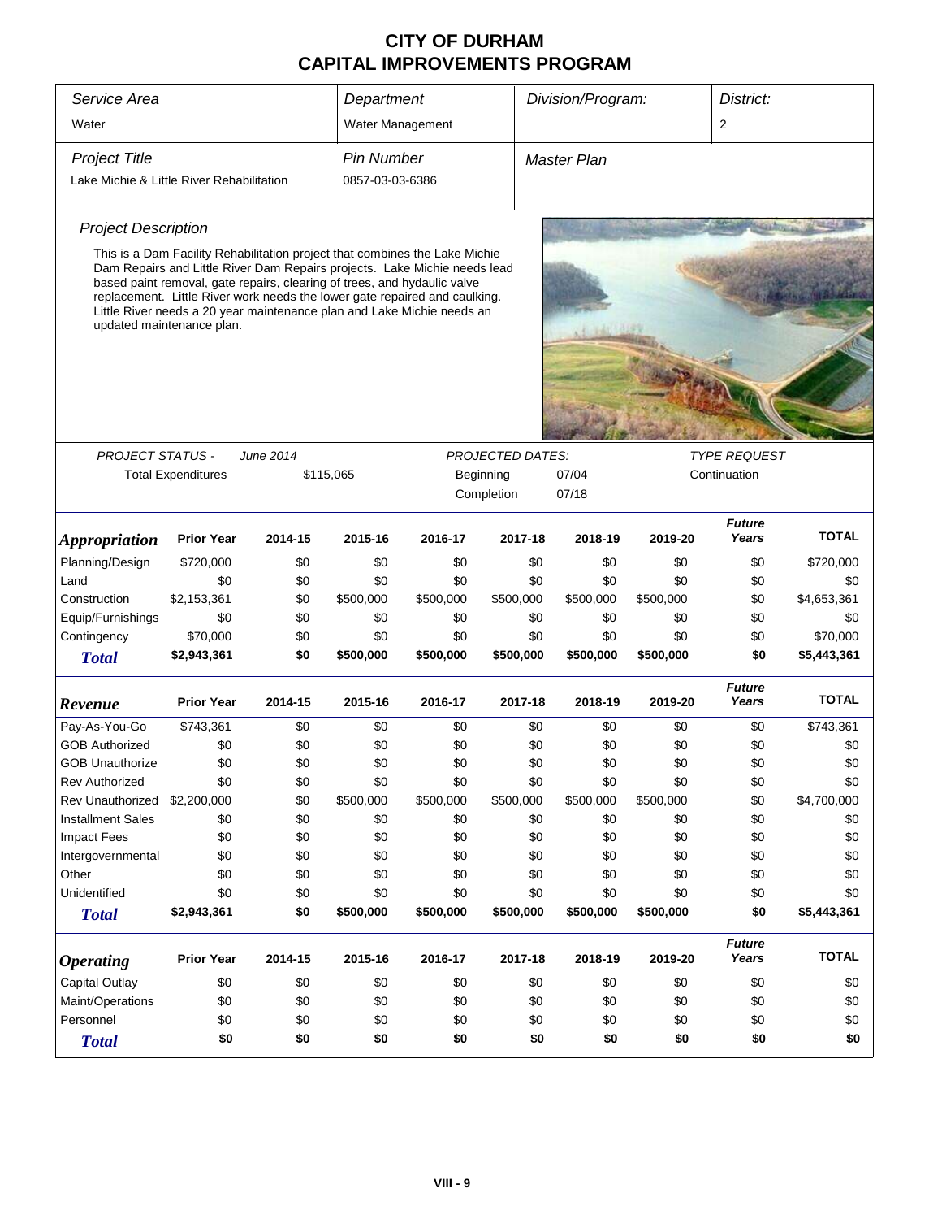# CITY OF DURHAM
# CAPITAL IMPROVEMENTS PROGRAM

| *Service Area* | *Department* | *Division/Program:* | *District:* |
|---|---|---|---|
| Water | Water Management | | 2 |
| ***Project Title*** | ***Pin Number*** | ***Master Plan*** | |
| Lake Michie & Little River Rehabilitation | 0857-03-03-6386 | | |

### *Project Description*

This is a Dam Facility Rehabilitation project that combines the Lake Michie Dam Repairs and Little River Dam Repairs projects. Lake Michie needs lead based paint removal, gate repairs, clearing of trees, and hydaulic valve replacement. Little River work needs the lower gate repaired and caulking. Little River needs a 20 year maintenance plan and Lake Michie needs an updated maintenance plan.

| *PROJECT STATUS -* | *June 2014* | *PROJECTED DATES:* | | *TYPE REQUEST* |
|---|---|---|---|---|
| Total Expenditures | $115,065 | Beginning | 07/04 | Continuation |
| | | Completion | 07/18 | |

| *Appropriation* | Prior Year | 2014-15 | 2015-16 | 2016-17 | 2017-18 | 2018-19 | 2019-20 | *Future Years* | TOTAL |
|---|---|---|---|---|---|---|---|---|---|
| Planning/Design | $720,000 | $0 | $0 | $0 | $0 | $0 | $0 | $0 | $720,000 |
| Land | $0 | $0 | $0 | $0 | $0 | $0 | $0 | $0 | $0 |
| Construction | $2,153,361 | $0 | $500,000 | $500,000 | $500,000 | $500,000 | $500,000 | $0 | $4,653,361 |
| Equip/Furnishings | $0 | $0 | $0 | $0 | $0 | $0 | $0 | $0 | $0 |
| Contingency | $70,000 | $0 | $0 | $0 | $0 | $0 | $0 | $0 | $70,000 |
| ***Total*** | **$2,943,361** | **$0** | **$500,000** | **$500,000** | **$500,000** | **$500,000** | **$500,000** | **$0** | **$5,443,361** |

| *Revenue* | Prior Year | 2014-15 | 2015-16 | 2016-17 | 2017-18 | 2018-19 | 2019-20 | *Future Years* | TOTAL |
|---|---|---|---|---|---|---|---|---|---|
| Pay-As-You-Go | $743,361 | $0 | $0 | $0 | $0 | $0 | $0 | $0 | $743,361 |
| GOB Authorized | $0 | $0 | $0 | $0 | $0 | $0 | $0 | $0 | $0 |
| GOB Unauthorize | $0 | $0 | $0 | $0 | $0 | $0 | $0 | $0 | $0 |
| Rev Authorized | $0 | $0 | $0 | $0 | $0 | $0 | $0 | $0 | $0 |
| Rev Unauthorized | $2,200,000 | $0 | $500,000 | $500,000 | $500,000 | $500,000 | $500,000 | $0 | $4,700,000 |
| Installment Sales | $0 | $0 | $0 | $0 | $0 | $0 | $0 | $0 | $0 |
| Impact Fees | $0 | $0 | $0 | $0 | $0 | $0 | $0 | $0 | $0 |
| Intergovernmental | $0 | $0 | $0 | $0 | $0 | $0 | $0 | $0 | $0 |
| Other | $0 | $0 | $0 | $0 | $0 | $0 | $0 | $0 | $0 |
| Unidentified | $0 | $0 | $0 | $0 | $0 | $0 | $0 | $0 | $0 |
| ***Total*** | **$2,943,361** | **$0** | **$500,000** | **$500,000** | **$500,000** | **$500,000** | **$500,000** | **$0** | **$5,443,361** |

| *Operating* | Prior Year | 2014-15 | 2015-16 | 2016-17 | 2017-18 | 2018-19 | 2019-20 | *Future Years* | TOTAL |
|---|---|---|---|---|---|---|---|---|---|
| Capital Outlay | $0 | $0 | $0 | $0 | $0 | $0 | $0 | $0 | $0 |
| Maint/Operations | $0 | $0 | $0 | $0 | $0 | $0 | $0 | $0 | $0 |
| Personnel | $0 | $0 | $0 | $0 | $0 | $0 | $0 | $0 | $0 |
| ***Total*** | **$0** | **$0** | **$0** | **$0** | **$0** | **$0** | **$0** | **$0** | **$0** |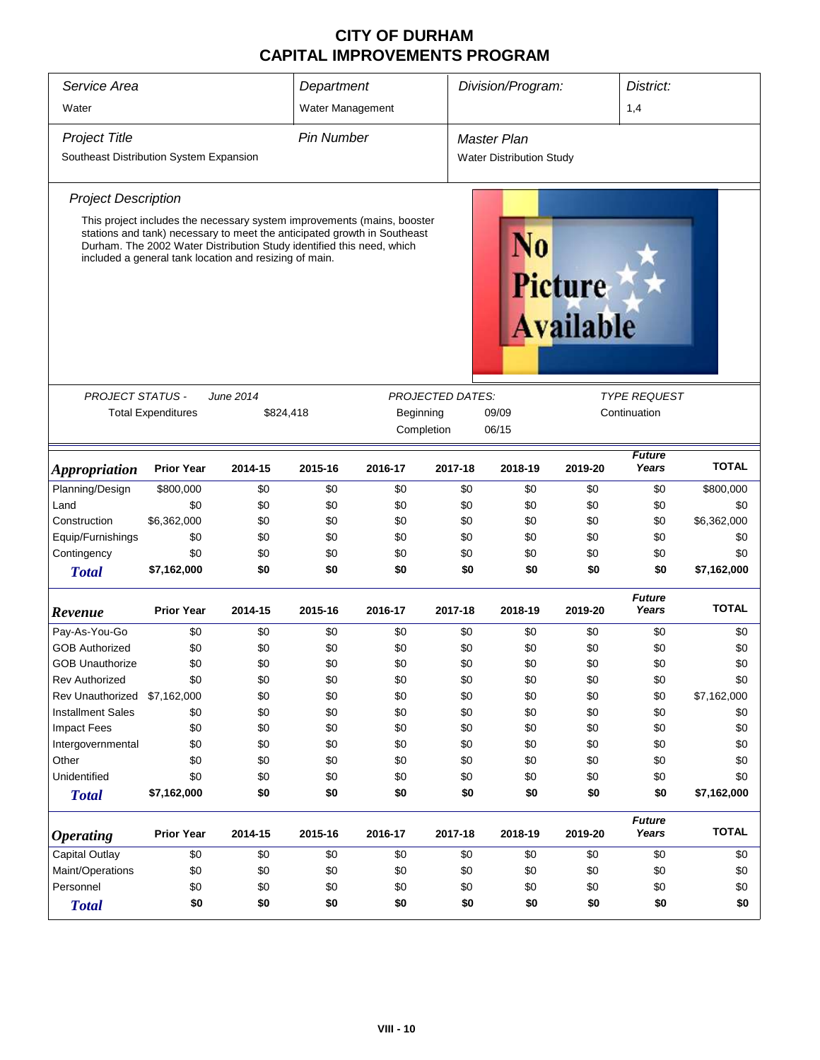# CITY OF DURHAM
# CAPITAL IMPROVEMENTS PROGRAM

| Service Area | Department | Division/Program: | District: |
|---|---|---|---|
| Water | Water Management | | 1,4 |

| Project Title | Pin Number | Master Plan |
|---|---|---|
| Southeast Distribution System Expansion | | Water Distribution Study |

### Project Description

This project includes the necessary system improvements (mains, booster stations and tank) necessary to meet the anticipated growth in Southeast Durham. The 2002 Water Distribution Study identified this need, which included a general tank location and resizing of main.

No Picture Available

| PROJECT STATUS - June 2014 | | PROJECTED DATES: | | TYPE REQUEST |
|---|---|---|---|---|
| Total Expenditures | $824,418 | Beginning | 09/09 | Continuation |
| | | Completion | 06/15 | |

| Appropriation | Prior Year | 2014-15 | 2015-16 | 2016-17 | 2017-18 | 2018-19 | 2019-20 | Future Years | TOTAL |
|---|---|---|---|---|---|---|---|---|---|
| Planning/Design | $800,000 | $0 | $0 | $0 | $0 | $0 | $0 | $0 | $800,000 |
| Land | $0 | $0 | $0 | $0 | $0 | $0 | $0 | $0 | $0 |
| Construction | $6,362,000 | $0 | $0 | $0 | $0 | $0 | $0 | $0 | $6,362,000 |
| Equip/Furnishings | $0 | $0 | $0 | $0 | $0 | $0 | $0 | $0 | $0 |
| Contingency | $0 | $0 | $0 | $0 | $0 | $0 | $0 | $0 | $0 |
| **Total** | **$7,162,000** | **$0** | **$0** | **$0** | **$0** | **$0** | **$0** | **$0** | **$7,162,000** |

| Revenue | Prior Year | 2014-15 | 2015-16 | 2016-17 | 2017-18 | 2018-19 | 2019-20 | Future Years | TOTAL |
|---|---|---|---|---|---|---|---|---|---|
| Pay-As-You-Go | $0 | $0 | $0 | $0 | $0 | $0 | $0 | $0 | $0 |
| GOB Authorized | $0 | $0 | $0 | $0 | $0 | $0 | $0 | $0 | $0 |
| GOB Unauthorize | $0 | $0 | $0 | $0 | $0 | $0 | $0 | $0 | $0 |
| Rev Authorized | $0 | $0 | $0 | $0 | $0 | $0 | $0 | $0 | $0 |
| Rev Unauthorized | $7,162,000 | $0 | $0 | $0 | $0 | $0 | $0 | $0 | $7,162,000 |
| Installment Sales | $0 | $0 | $0 | $0 | $0 | $0 | $0 | $0 | $0 |
| Impact Fees | $0 | $0 | $0 | $0 | $0 | $0 | $0 | $0 | $0 |
| Intergovernmental | $0 | $0 | $0 | $0 | $0 | $0 | $0 | $0 | $0 |
| Other | $0 | $0 | $0 | $0 | $0 | $0 | $0 | $0 | $0 |
| Unidentified | $0 | $0 | $0 | $0 | $0 | $0 | $0 | $0 | $0 |
| **Total** | **$7,162,000** | **$0** | **$0** | **$0** | **$0** | **$0** | **$0** | **$0** | **$7,162,000** |

| Operating | Prior Year | 2014-15 | 2015-16 | 2016-17 | 2017-18 | 2018-19 | 2019-20 | Future Years | TOTAL |
|---|---|---|---|---|---|---|---|---|---|
| Capital Outlay | $0 | $0 | $0 | $0 | $0 | $0 | $0 | $0 | $0 |
| Maint/Operations | $0 | $0 | $0 | $0 | $0 | $0 | $0 | $0 | $0 |
| Personnel | $0 | $0 | $0 | $0 | $0 | $0 | $0 | $0 | $0 |
| **Total** | **$0** | **$0** | **$0** | **$0** | **$0** | **$0** | **$0** | **$0** | **$0** |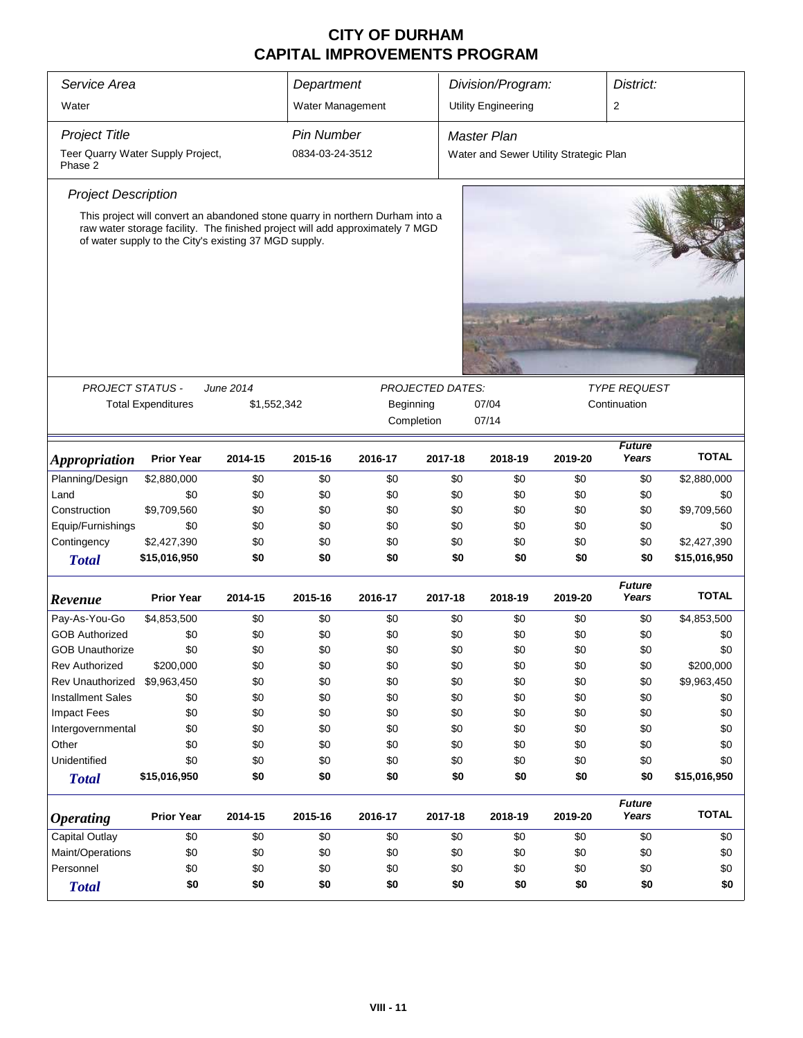# CITY OF DURHAM
# CAPITAL IMPROVEMENTS PROGRAM

| Service Area | Department | Division/Program: | District: |
|---|---|---|---|
| Water | Water Management | Utility Engineering | 2 |

| Project Title | Pin Number | Master Plan |
|---|---|---|
| Teer Quarry Water Supply Project, Phase 2 | 0834-03-24-3512 | Water and Sewer Utility Strategic Plan |

### Project Description

This project will convert an abandoned stone quarry in northern Durham into a raw water storage facility. The finished project will add approximately 7 MGD of water supply to the City's existing 37 MGD supply.

| PROJECT STATUS - June 2014 | | PROJECTED DATES: | | TYPE REQUEST |
|---|---|---|---|---|
| Total Expenditures | $1,552,342 | Beginning | 07/04 | Continuation |
| | | Completion | 07/14 | |

| *Appropriation* | Prior Year | 2014-15 | 2015-16 | 2016-17 | 2017-18 | 2018-19 | 2019-20 | Future Years | TOTAL |
|---|---|---|---|---|---|---|---|---|---|
| Planning/Design | $2,880,000 | $0 | $0 | $0 | $0 | $0 | $0 | $0 | $2,880,000 |
| Land | $0 | $0 | $0 | $0 | $0 | $0 | $0 | $0 | $0 |
| Construction | $9,709,560 | $0 | $0 | $0 | $0 | $0 | $0 | $0 | $9,709,560 |
| Equip/Furnishings | $0 | $0 | $0 | $0 | $0 | $0 | $0 | $0 | $0 |
| Contingency | $2,427,390 | $0 | $0 | $0 | $0 | $0 | $0 | $0 | $2,427,390 |
| ***Total*** | **$15,016,950** | **$0** | **$0** | **$0** | **$0** | **$0** | **$0** | **$0** | **$15,016,950** |

| *Revenue* | Prior Year | 2014-15 | 2015-16 | 2016-17 | 2017-18 | 2018-19 | 2019-20 | Future Years | TOTAL |
|---|---|---|---|---|---|---|---|---|---|
| Pay-As-You-Go | $4,853,500 | $0 | $0 | $0 | $0 | $0 | $0 | $0 | $4,853,500 |
| GOB Authorized | $0 | $0 | $0 | $0 | $0 | $0 | $0 | $0 | $0 |
| GOB Unauthorize | $0 | $0 | $0 | $0 | $0 | $0 | $0 | $0 | $0 |
| Rev Authorized | $200,000 | $0 | $0 | $0 | $0 | $0 | $0 | $0 | $200,000 |
| Rev Unauthorized | $9,963,450 | $0 | $0 | $0 | $0 | $0 | $0 | $0 | $9,963,450 |
| Installment Sales | $0 | $0 | $0 | $0 | $0 | $0 | $0 | $0 | $0 |
| Impact Fees | $0 | $0 | $0 | $0 | $0 | $0 | $0 | $0 | $0 |
| Intergovernmental | $0 | $0 | $0 | $0 | $0 | $0 | $0 | $0 | $0 |
| Other | $0 | $0 | $0 | $0 | $0 | $0 | $0 | $0 | $0 |
| Unidentified | $0 | $0 | $0 | $0 | $0 | $0 | $0 | $0 | $0 |
| ***Total*** | **$15,016,950** | **$0** | **$0** | **$0** | **$0** | **$0** | **$0** | **$0** | **$15,016,950** |

| *Operating* | Prior Year | 2014-15 | 2015-16 | 2016-17 | 2017-18 | 2018-19 | 2019-20 | Future Years | TOTAL |
|---|---|---|---|---|---|---|---|---|---|
| Capital Outlay | $0 | $0 | $0 | $0 | $0 | $0 | $0 | $0 | $0 |
| Maint/Operations | $0 | $0 | $0 | $0 | $0 | $0 | $0 | $0 | $0 |
| Personnel | $0 | $0 | $0 | $0 | $0 | $0 | $0 | $0 | $0 |
| ***Total*** | **$0** | **$0** | **$0** | **$0** | **$0** | **$0** | **$0** | **$0** | **$0** |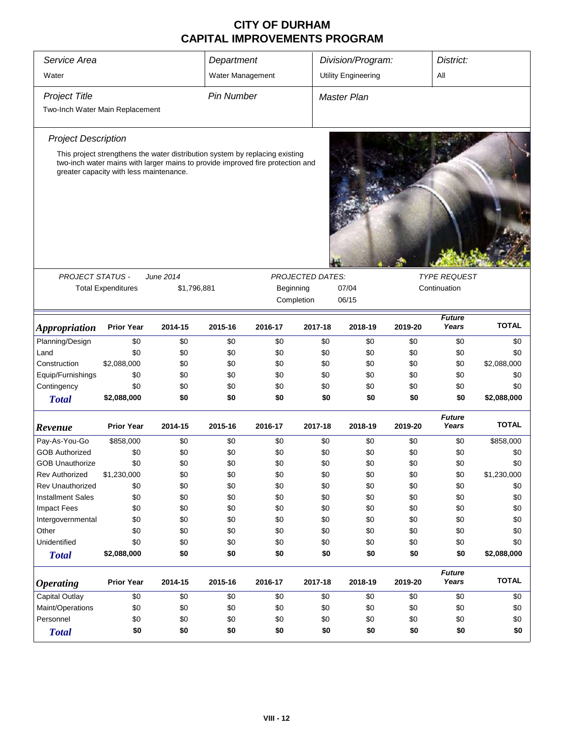# CITY OF DURHAM
# CAPITAL IMPROVEMENTS PROGRAM

| Service Area | Department | Division/Program: | District: |
|---|---|---|---|
| Water | Water Management | Utility Engineering | All |

| Project Title | Pin Number | Master Plan |
|---|---|---|
| Two-Inch Water Main Replacement | | |

### Project Description

This project strengthens the water distribution system by replacing existing two-inch water mains with larger mains to provide improved fire protection and greater capacity with less maintenance.

| PROJECT STATUS - | June 2014 | PROJECTED DATES: | | TYPE REQUEST |
|---|---|---|---|---|
| Total Expenditures | $1,796,881 | Beginning | 07/04 | Continuation |
| | | Completion | 06/15 | |

| *Appropriation* | Prior Year | 2014-15 | 2015-16 | 2016-17 | 2017-18 | 2018-19 | 2019-20 | Future Years | TOTAL |
|---|---|---|---|---|---|---|---|---|---|
| Planning/Design | $0 | $0 | $0 | $0 | $0 | $0 | $0 | $0 | $0 |
| Land | $0 | $0 | $0 | $0 | $0 | $0 | $0 | $0 | $0 |
| Construction | $2,088,000 | $0 | $0 | $0 | $0 | $0 | $0 | $0 | $2,088,000 |
| Equip/Furnishings | $0 | $0 | $0 | $0 | $0 | $0 | $0 | $0 | $0 |
| Contingency | $0 | $0 | $0 | $0 | $0 | $0 | $0 | $0 | $0 |
| **Total** | **$2,088,000** | **$0** | **$0** | **$0** | **$0** | **$0** | **$0** | **$0** | **$2,088,000** |

| *Revenue* | Prior Year | 2014-15 | 2015-16 | 2016-17 | 2017-18 | 2018-19 | 2019-20 | Future Years | TOTAL |
|---|---|---|---|---|---|---|---|---|---|
| Pay-As-You-Go | $858,000 | $0 | $0 | $0 | $0 | $0 | $0 | $0 | $858,000 |
| GOB Authorized | $0 | $0 | $0 | $0 | $0 | $0 | $0 | $0 | $0 |
| GOB Unauthorize | $0 | $0 | $0 | $0 | $0 | $0 | $0 | $0 | $0 |
| Rev Authorized | $1,230,000 | $0 | $0 | $0 | $0 | $0 | $0 | $0 | $1,230,000 |
| Rev Unauthorized | $0 | $0 | $0 | $0 | $0 | $0 | $0 | $0 | $0 |
| Installment Sales | $0 | $0 | $0 | $0 | $0 | $0 | $0 | $0 | $0 |
| Impact Fees | $0 | $0 | $0 | $0 | $0 | $0 | $0 | $0 | $0 |
| Intergovernmental | $0 | $0 | $0 | $0 | $0 | $0 | $0 | $0 | $0 |
| Other | $0 | $0 | $0 | $0 | $0 | $0 | $0 | $0 | $0 |
| Unidentified | $0 | $0 | $0 | $0 | $0 | $0 | $0 | $0 | $0 |
| **Total** | **$2,088,000** | **$0** | **$0** | **$0** | **$0** | **$0** | **$0** | **$0** | **$2,088,000** |

| *Operating* | Prior Year | 2014-15 | 2015-16 | 2016-17 | 2017-18 | 2018-19 | 2019-20 | Future Years | TOTAL |
|---|---|---|---|---|---|---|---|---|---|
| Capital Outlay | $0 | $0 | $0 | $0 | $0 | $0 | $0 | $0 | $0 |
| Maint/Operations | $0 | $0 | $0 | $0 | $0 | $0 | $0 | $0 | $0 |
| Personnel | $0 | $0 | $0 | $0 | $0 | $0 | $0 | $0 | $0 |
| **Total** | **$0** | **$0** | **$0** | **$0** | **$0** | **$0** | **$0** | **$0** | **$0** |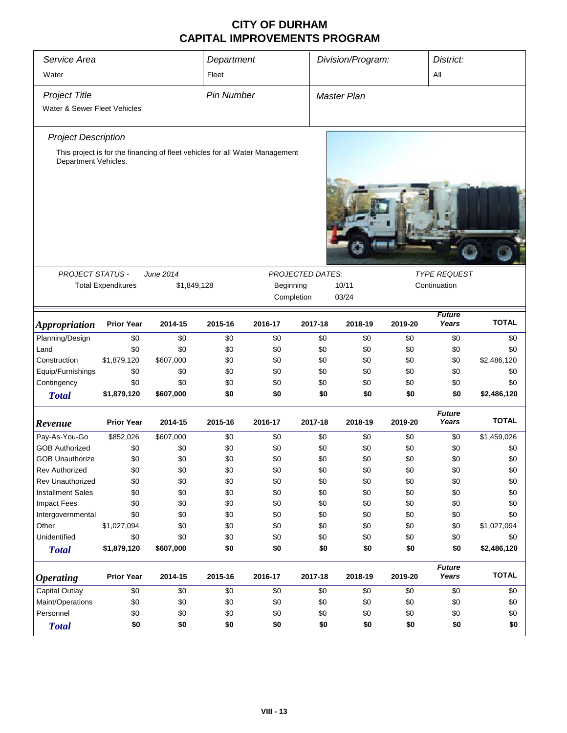# CITY OF DURHAM
## CAPITAL IMPROVEMENTS PROGRAM

| *Service Area* | *Department* | *Division/Program:* | *District:* |
|---|---|---|---|
| Water | Fleet | | All |

| *Project Title* | *Pin Number* | *Master Plan* |
|---|---|---|
| Water & Sewer Fleet Vehicles | | |

### *Project Description*

This project is for the financing of fleet vehicles for all Water Management Department Vehicles.

| *PROJECT STATUS -* | *June 2014* | *PROJECTED DATES:* | | *TYPE REQUEST* |
|---|---|---|---|---|
| Total Expenditures | $1,849,128 | Beginning | 10/11 | Continuation |
| | | Completion | 03/24 | |

| *Appropriation* | Prior Year | 2014-15 | 2015-16 | 2016-17 | 2017-18 | 2018-19 | 2019-20 | *Future Years* | TOTAL |
|---|---|---|---|---|---|---|---|---|---|
| Planning/Design | $0 | $0 | $0 | $0 | $0 | $0 | $0 | $0 | $0 |
| Land | $0 | $0 | $0 | $0 | $0 | $0 | $0 | $0 | $0 |
| Construction | $1,879,120 | $607,000 | $0 | $0 | $0 | $0 | $0 | $0 | $2,486,120 |
| Equip/Furnishings | $0 | $0 | $0 | $0 | $0 | $0 | $0 | $0 | $0 |
| Contingency | $0 | $0 | $0 | $0 | $0 | $0 | $0 | $0 | $0 |
| ***Total*** | **$1,879,120** | **$607,000** | **$0** | **$0** | **$0** | **$0** | **$0** | **$0** | **$2,486,120** |

| *Revenue* | Prior Year | 2014-15 | 2015-16 | 2016-17 | 2017-18 | 2018-19 | 2019-20 | *Future Years* | TOTAL |
|---|---|---|---|---|---|---|---|---|---|
| Pay-As-You-Go | $852,026 | $607,000 | $0 | $0 | $0 | $0 | $0 | $0 | $1,459,026 |
| GOB Authorized | $0 | $0 | $0 | $0 | $0 | $0 | $0 | $0 | $0 |
| GOB Unauthorize | $0 | $0 | $0 | $0 | $0 | $0 | $0 | $0 | $0 |
| Rev Authorized | $0 | $0 | $0 | $0 | $0 | $0 | $0 | $0 | $0 |
| Rev Unauthorized | $0 | $0 | $0 | $0 | $0 | $0 | $0 | $0 | $0 |
| Installment Sales | $0 | $0 | $0 | $0 | $0 | $0 | $0 | $0 | $0 |
| Impact Fees | $0 | $0 | $0 | $0 | $0 | $0 | $0 | $0 | $0 |
| Intergovernmental | $0 | $0 | $0 | $0 | $0 | $0 | $0 | $0 | $0 |
| Other | $1,027,094 | $0 | $0 | $0 | $0 | $0 | $0 | $0 | $1,027,094 |
| Unidentified | $0 | $0 | $0 | $0 | $0 | $0 | $0 | $0 | $0 |
| ***Total*** | **$1,879,120** | **$607,000** | **$0** | **$0** | **$0** | **$0** | **$0** | **$0** | **$2,486,120** |

| *Operating* | Prior Year | 2014-15 | 2015-16 | 2016-17 | 2017-18 | 2018-19 | 2019-20 | *Future Years* | TOTAL |
|---|---|---|---|---|---|---|---|---|---|
| Capital Outlay | $0 | $0 | $0 | $0 | $0 | $0 | $0 | $0 | $0 |
| Maint/Operations | $0 | $0 | $0 | $0 | $0 | $0 | $0 | $0 | $0 |
| Personnel | $0 | $0 | $0 | $0 | $0 | $0 | $0 | $0 | $0 |
| ***Total*** | **$0** | **$0** | **$0** | **$0** | **$0** | **$0** | **$0** | **$0** | **$0** |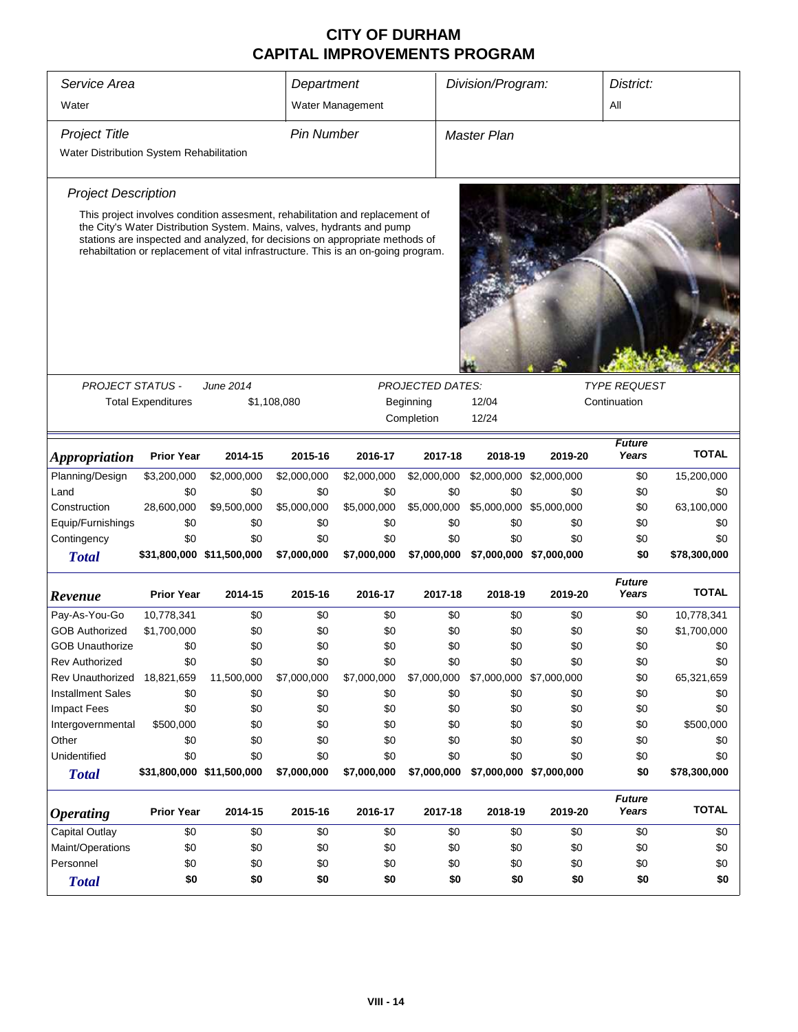# CITY OF DURHAM
# CAPITAL IMPROVEMENTS PROGRAM

| Service Area | Department | Division/Program: | District: |
|---|---|---|---|
| Water | Water Management | | All |

| Project Title | Pin Number | Master Plan |
|---|---|---|
| Water Distribution System Rehabilitation | | |

### Project Description

This project involves condition assesment, rehabilitation and replacement of the City's Water Distribution System. Mains, valves, hydrants and pump stations are inspected and analyzed, for decisions on appropriate methods of rehabiltation or replacement of vital infrastructure. This is an on-going program.

| PROJECT STATUS - | June 2014 | PROJECTED DATES: | | TYPE REQUEST |
|---|---|---|---|---|
| Total Expenditures | $1,108,080 | Beginning | 12/04 | Continuation |
| | | Completion | 12/24 | |

| *Appropriation* | Prior Year | 2014-15 | 2015-16 | 2016-17 | 2017-18 | 2018-19 | 2019-20 | Future Years | TOTAL |
|---|---|---|---|---|---|---|---|---|---|
| Planning/Design | $3,200,000 | $2,000,000 | $2,000,000 | $2,000,000 | $2,000,000 | $2,000,000 | $2,000,000 | $0 | 15,200,000 |
| Land | $0 | $0 | $0 | $0 | $0 | $0 | $0 | $0 | $0 |
| Construction | 28,600,000 | $9,500,000 | $5,000,000 | $5,000,000 | $5,000,000 | $5,000,000 | $5,000,000 | $0 | 63,100,000 |
| Equip/Furnishings | $0 | $0 | $0 | $0 | $0 | $0 | $0 | $0 | $0 |
| Contingency | $0 | $0 | $0 | $0 | $0 | $0 | $0 | $0 | $0 |
| **Total** | **$31,800,000** | **$11,500,000** | **$7,000,000** | **$7,000,000** | **$7,000,000** | **$7,000,000** | **$7,000,000** | **$0** | **$78,300,000** |

| *Revenue* | Prior Year | 2014-15 | 2015-16 | 2016-17 | 2017-18 | 2018-19 | 2019-20 | Future Years | TOTAL |
|---|---|---|---|---|---|---|---|---|---|
| Pay-As-You-Go | 10,778,341 | $0 | $0 | $0 | $0 | $0 | $0 | $0 | 10,778,341 |
| GOB Authorized | $1,700,000 | $0 | $0 | $0 | $0 | $0 | $0 | $0 | $1,700,000 |
| GOB Unauthorize | $0 | $0 | $0 | $0 | $0 | $0 | $0 | $0 | $0 |
| Rev Authorized | $0 | $0 | $0 | $0 | $0 | $0 | $0 | $0 | $0 |
| Rev Unauthorized | 18,821,659 | 11,500,000 | $7,000,000 | $7,000,000 | $7,000,000 | $7,000,000 | $7,000,000 | $0 | 65,321,659 |
| Installment Sales | $0 | $0 | $0 | $0 | $0 | $0 | $0 | $0 | $0 |
| Impact Fees | $0 | $0 | $0 | $0 | $0 | $0 | $0 | $0 | $0 |
| Intergovernmental | $500,000 | $0 | $0 | $0 | $0 | $0 | $0 | $0 | $500,000 |
| Other | $0 | $0 | $0 | $0 | $0 | $0 | $0 | $0 | $0 |
| Unidentified | $0 | $0 | $0 | $0 | $0 | $0 | $0 | $0 | $0 |
| **Total** | **$31,800,000** | **$11,500,000** | **$7,000,000** | **$7,000,000** | **$7,000,000** | **$7,000,000** | **$7,000,000** | **$0** | **$78,300,000** |

| *Operating* | Prior Year | 2014-15 | 2015-16 | 2016-17 | 2017-18 | 2018-19 | 2019-20 | Future Years | TOTAL |
|---|---|---|---|---|---|---|---|---|---|
| Capital Outlay | $0 | $0 | $0 | $0 | $0 | $0 | $0 | $0 | $0 |
| Maint/Operations | $0 | $0 | $0 | $0 | $0 | $0 | $0 | $0 | $0 |
| Personnel | $0 | $0 | $0 | $0 | $0 | $0 | $0 | $0 | $0 |
| **Total** | **$0** | **$0** | **$0** | **$0** | **$0** | **$0** | **$0** | **$0** | **$0** |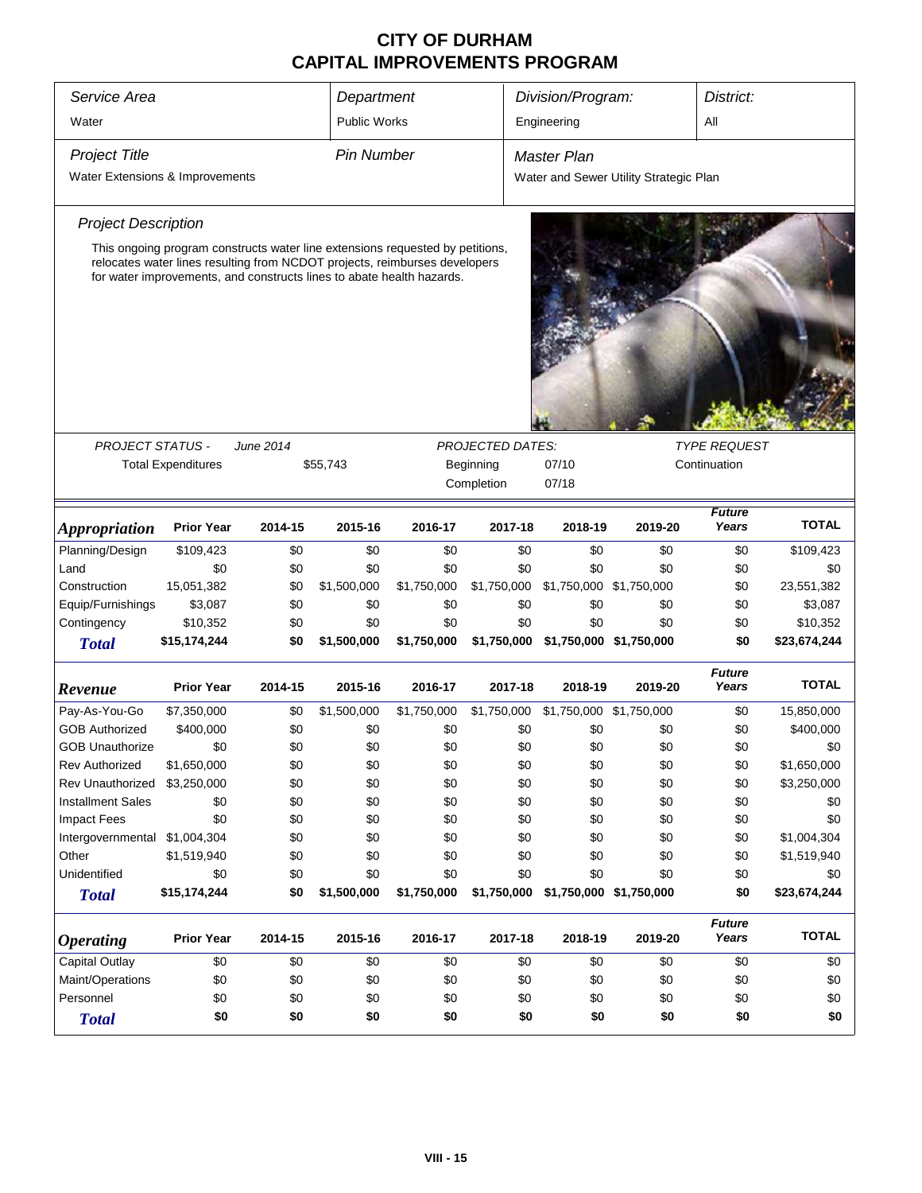# CITY OF DURHAM
# CAPITAL IMPROVEMENTS PROGRAM

| *Service Area* | *Department* | *Division/Program:* | *District:* |
|---|---|---|---|
| Water | Public Works | Engineering | All |

| *Project Title* | *Pin Number* | *Master Plan* |
|---|---|---|
| Water Extensions & Improvements | | Water and Sewer Utility Strategic Plan |

### *Project Description*

This ongoing program constructs water line extensions requested by petitions, relocates water lines resulting from NCDOT projects, reimburses developers for water improvements, and constructs lines to abate health hazards.

| *PROJECT STATUS -* | *June 2014* | *PROJECTED DATES:* | | *TYPE REQUEST* |
|---|---|---|---|---|
| Total Expenditures | $55,743 | Beginning | 07/10 | Continuation |
| | | Completion | 07/18 | |

| ***Appropriation*** | **Prior Year** | **2014-15** | **2015-16** | **2016-17** | **2017-18** | **2018-19** | **2019-20** | ***Future Years*** | **TOTAL** |
|---|---|---|---|---|---|---|---|---|---|
| Planning/Design | $109,423 | $0 | $0 | $0 | $0 | $0 | $0 | $0 | $109,423 |
| Land | $0 | $0 | $0 | $0 | $0 | $0 | $0 | $0 | $0 |
| Construction | 15,051,382 | $0 | $1,500,000 | $1,750,000 | $1,750,000 | $1,750,000 | $1,750,000 | $0 | 23,551,382 |
| Equip/Furnishings | $3,087 | $0 | $0 | $0 | $0 | $0 | $0 | $0 | $3,087 |
| Contingency | $10,352 | $0 | $0 | $0 | $0 | $0 | $0 | $0 | $10,352 |
| ***Total*** | **$15,174,244** | **$0** | **$1,500,000** | **$1,750,000** | **$1,750,000** | **$1,750,000** | **$1,750,000** | **$0** | **$23,674,244** |

| ***Revenue*** | **Prior Year** | **2014-15** | **2015-16** | **2016-17** | **2017-18** | **2018-19** | **2019-20** | ***Future Years*** | **TOTAL** |
|---|---|---|---|---|---|---|---|---|---|
| Pay-As-You-Go | $7,350,000 | $0 | $1,500,000 | $1,750,000 | $1,750,000 | $1,750,000 | $1,750,000 | $0 | 15,850,000 |
| GOB Authorized | $400,000 | $0 | $0 | $0 | $0 | $0 | $0 | $0 | $400,000 |
| GOB Unauthorize | $0 | $0 | $0 | $0 | $0 | $0 | $0 | $0 | $0 |
| Rev Authorized | $1,650,000 | $0 | $0 | $0 | $0 | $0 | $0 | $0 | $1,650,000 |
| Rev Unauthorized | $3,250,000 | $0 | $0 | $0 | $0 | $0 | $0 | $0 | $3,250,000 |
| Installment Sales | $0 | $0 | $0 | $0 | $0 | $0 | $0 | $0 | $0 |
| Impact Fees | $0 | $0 | $0 | $0 | $0 | $0 | $0 | $0 | $0 |
| Intergovernmental | $1,004,304 | $0 | $0 | $0 | $0 | $0 | $0 | $0 | $1,004,304 |
| Other | $1,519,940 | $0 | $0 | $0 | $0 | $0 | $0 | $0 | $1,519,940 |
| Unidentified | $0 | $0 | $0 | $0 | $0 | $0 | $0 | $0 | $0 |
| ***Total*** | **$15,174,244** | **$0** | **$1,500,000** | **$1,750,000** | **$1,750,000** | **$1,750,000** | **$1,750,000** | **$0** | **$23,674,244** |

| ***Operating*** | **Prior Year** | **2014-15** | **2015-16** | **2016-17** | **2017-18** | **2018-19** | **2019-20** | ***Future Years*** | **TOTAL** |
|---|---|---|---|---|---|---|---|---|---|
| Capital Outlay | $0 | $0 | $0 | $0 | $0 | $0 | $0 | $0 | $0 |
| Maint/Operations | $0 | $0 | $0 | $0 | $0 | $0 | $0 | $0 | $0 |
| Personnel | $0 | $0 | $0 | $0 | $0 | $0 | $0 | $0 | $0 |
| ***Total*** | **$0** | **$0** | **$0** | **$0** | **$0** | **$0** | **$0** | **$0** | **$0** |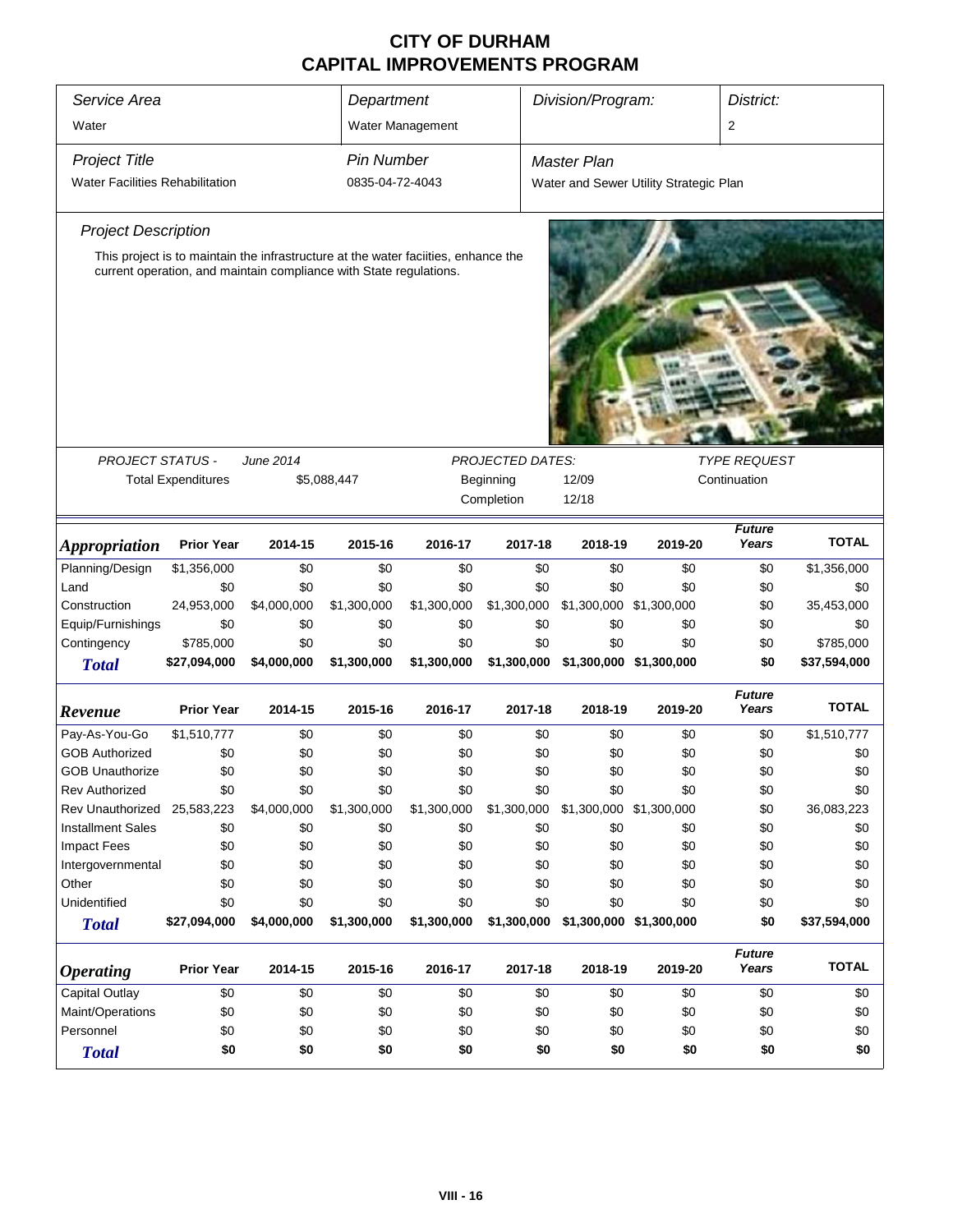# CITY OF DURHAM
# CAPITAL IMPROVEMENTS PROGRAM

| *Service Area* | *Department* | *Division/Program:* | *District:* |
|---|---|---|---|
| Water | Water Management | | 2 |

| *Project Title* | *Pin Number* | *Master Plan* |
|---|---|---|
| Water Facilities Rehabilitation | 0835-04-72-4043 | Water and Sewer Utility Strategic Plan |

*Project Description*

This project is to maintain the infrastructure at the water faciities, enhance the current operation, and maintain compliance with State regulations.

| *PROJECT STATUS -* | *June 2014* | *PROJECTED DATES:* | | *TYPE REQUEST* |
|---|---|---|---|---|
| Total Expenditures | $5,088,447 | Beginning | 12/09 | Continuation |
| | | Completion | 12/18 | |

| *Appropriation* | Prior Year | 2014-15 | 2015-16 | 2016-17 | 2017-18 | 2018-19 | 2019-20 | *Future Years* | TOTAL |
|---|---|---|---|---|---|---|---|---|---|
| Planning/Design | $1,356,000 | $0 | $0 | $0 | $0 | $0 | $0 | $0 | $1,356,000 |
| Land | $0 | $0 | $0 | $0 | $0 | $0 | $0 | $0 | $0 |
| Construction | 24,953,000 | $4,000,000 | $1,300,000 | $1,300,000 | $1,300,000 | $1,300,000 | $1,300,000 | $0 | 35,453,000 |
| Equip/Furnishings | $0 | $0 | $0 | $0 | $0 | $0 | $0 | $0 | $0 |
| Contingency | $785,000 | $0 | $0 | $0 | $0 | $0 | $0 | $0 | $785,000 |
| ***Total*** | **$27,094,000** | **$4,000,000** | **$1,300,000** | **$1,300,000** | **$1,300,000** | **$1,300,000** | **$1,300,000** | **$0** | **$37,594,000** |

| *Revenue* | Prior Year | 2014-15 | 2015-16 | 2016-17 | 2017-18 | 2018-19 | 2019-20 | *Future Years* | TOTAL |
|---|---|---|---|---|---|---|---|---|---|
| Pay-As-You-Go | $1,510,777 | $0 | $0 | $0 | $0 | $0 | $0 | $0 | $1,510,777 |
| GOB Authorized | $0 | $0 | $0 | $0 | $0 | $0 | $0 | $0 | $0 |
| GOB Unauthorize | $0 | $0 | $0 | $0 | $0 | $0 | $0 | $0 | $0 |
| Rev Authorized | $0 | $0 | $0 | $0 | $0 | $0 | $0 | $0 | $0 |
| Rev Unauthorized | 25,583,223 | $4,000,000 | $1,300,000 | $1,300,000 | $1,300,000 | $1,300,000 | $1,300,000 | $0 | 36,083,223 |
| Installment Sales | $0 | $0 | $0 | $0 | $0 | $0 | $0 | $0 | $0 |
| Impact Fees | $0 | $0 | $0 | $0 | $0 | $0 | $0 | $0 | $0 |
| Intergovernmental | $0 | $0 | $0 | $0 | $0 | $0 | $0 | $0 | $0 |
| Other | $0 | $0 | $0 | $0 | $0 | $0 | $0 | $0 | $0 |
| Unidentified | $0 | $0 | $0 | $0 | $0 | $0 | $0 | $0 | $0 |
| ***Total*** | **$27,094,000** | **$4,000,000** | **$1,300,000** | **$1,300,000** | **$1,300,000** | **$1,300,000** | **$1,300,000** | **$0** | **$37,594,000** |

| *Operating* | Prior Year | 2014-15 | 2015-16 | 2016-17 | 2017-18 | 2018-19 | 2019-20 | *Future Years* | TOTAL |
|---|---|---|---|---|---|---|---|---|---|
| Capital Outlay | $0 | $0 | $0 | $0 | $0 | $0 | $0 | $0 | $0 |
| Maint/Operations | $0 | $0 | $0 | $0 | $0 | $0 | $0 | $0 | $0 |
| Personnel | $0 | $0 | $0 | $0 | $0 | $0 | $0 | $0 | $0 |
| ***Total*** | **$0** | **$0** | **$0** | **$0** | **$0** | **$0** | **$0** | **$0** | **$0** |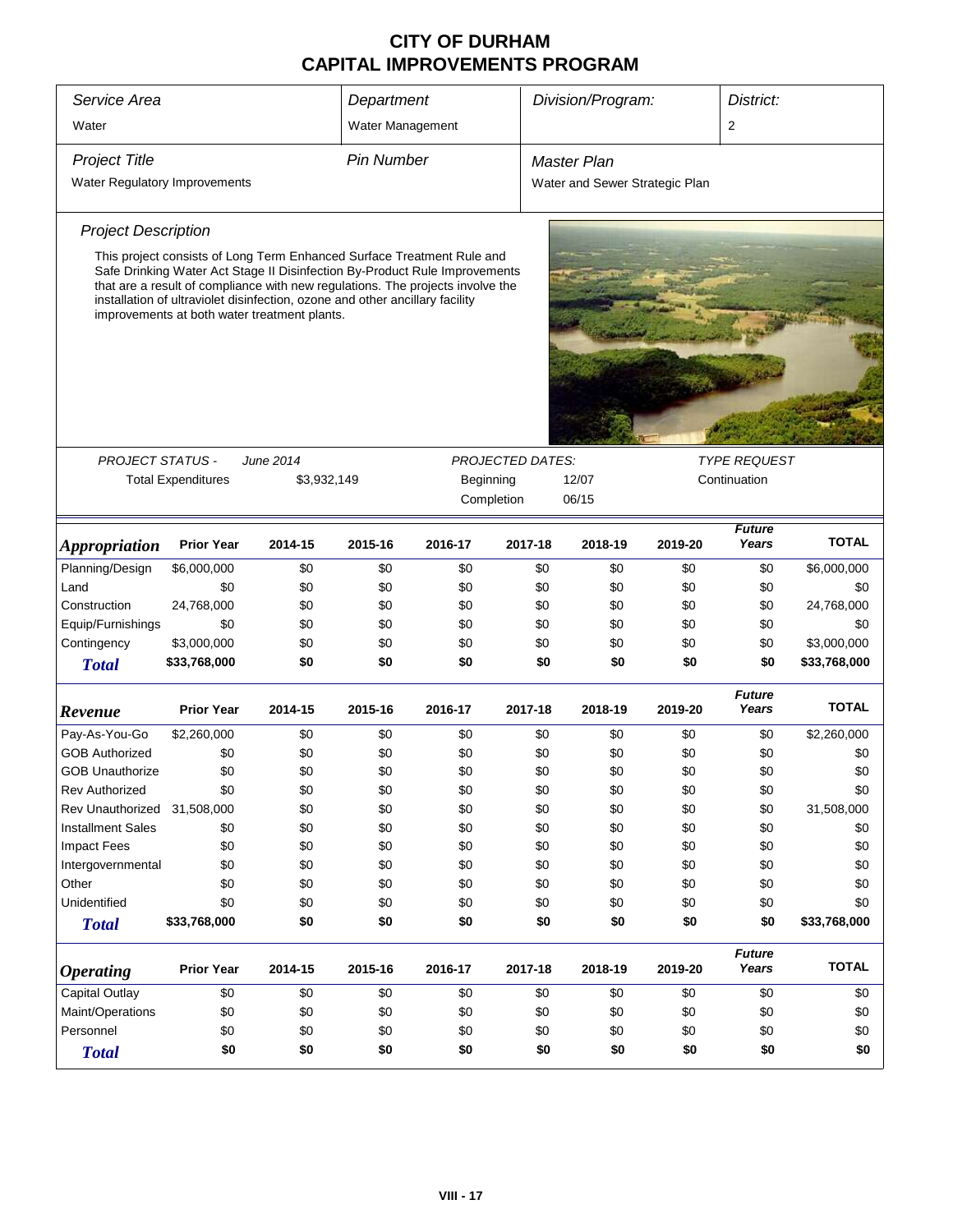# CITY OF DURHAM
## CAPITAL IMPROVEMENTS PROGRAM

| Service Area | Department | Division/Program: | District: |
|---|---|---|---|
| Water | Water Management | | 2 |

| Project Title | Pin Number | Master Plan |
|---|---|---|
| Water Regulatory Improvements | | Water and Sewer Strategic Plan |

### Project Description

This project consists of Long Term Enhanced Surface Treatment Rule and Safe Drinking Water Act Stage II Disinfection By-Product Rule Improvements that are a result of compliance with new regulations. The projects involve the installation of ultraviolet disinfection, ozone and other ancillary facility improvements at both water treatment plants.

| PROJECT STATUS - | June 2014 | PROJECTED DATES: | | TYPE REQUEST |
|---|---|---|---|---|
| Total Expenditures | $3,932,149 | Beginning | 12/07 | Continuation |
| | | Completion | 06/15 | |

| Appropriation | Prior Year | 2014-15 | 2015-16 | 2016-17 | 2017-18 | 2018-19 | 2019-20 | Future Years | TOTAL |
|---|---|---|---|---|---|---|---|---|---|
| Planning/Design | $6,000,000 | $0 | $0 | $0 | $0 | $0 | $0 | $0 | $6,000,000 |
| Land | $0 | $0 | $0 | $0 | $0 | $0 | $0 | $0 | $0 |
| Construction | 24,768,000 | $0 | $0 | $0 | $0 | $0 | $0 | $0 | 24,768,000 |
| Equip/Furnishings | $0 | $0 | $0 | $0 | $0 | $0 | $0 | $0 | $0 |
| Contingency | $3,000,000 | $0 | $0 | $0 | $0 | $0 | $0 | $0 | $3,000,000 |
| **Total** | **$33,768,000** | **$0** | **$0** | **$0** | **$0** | **$0** | **$0** | **$0** | **$33,768,000** |

| Revenue | Prior Year | 2014-15 | 2015-16 | 2016-17 | 2017-18 | 2018-19 | 2019-20 | Future Years | TOTAL |
|---|---|---|---|---|---|---|---|---|---|
| Pay-As-You-Go | $2,260,000 | $0 | $0 | $0 | $0 | $0 | $0 | $0 | $2,260,000 |
| GOB Authorized | $0 | $0 | $0 | $0 | $0 | $0 | $0 | $0 | $0 |
| GOB Unauthorize | $0 | $0 | $0 | $0 | $0 | $0 | $0 | $0 | $0 |
| Rev Authorized | $0 | $0 | $0 | $0 | $0 | $0 | $0 | $0 | $0 |
| Rev Unauthorized | 31,508,000 | $0 | $0 | $0 | $0 | $0 | $0 | $0 | 31,508,000 |
| Installment Sales | $0 | $0 | $0 | $0 | $0 | $0 | $0 | $0 | $0 |
| Impact Fees | $0 | $0 | $0 | $0 | $0 | $0 | $0 | $0 | $0 |
| Intergovernmental | $0 | $0 | $0 | $0 | $0 | $0 | $0 | $0 | $0 |
| Other | $0 | $0 | $0 | $0 | $0 | $0 | $0 | $0 | $0 |
| Unidentified | $0 | $0 | $0 | $0 | $0 | $0 | $0 | $0 | $0 |
| **Total** | **$33,768,000** | **$0** | **$0** | **$0** | **$0** | **$0** | **$0** | **$0** | **$33,768,000** |

| Operating | Prior Year | 2014-15 | 2015-16 | 2016-17 | 2017-18 | 2018-19 | 2019-20 | Future Years | TOTAL |
|---|---|---|---|---|---|---|---|---|---|
| Capital Outlay | $0 | $0 | $0 | $0 | $0 | $0 | $0 | $0 | $0 |
| Maint/Operations | $0 | $0 | $0 | $0 | $0 | $0 | $0 | $0 | $0 |
| Personnel | $0 | $0 | $0 | $0 | $0 | $0 | $0 | $0 | $0 |
| **Total** | **$0** | **$0** | **$0** | **$0** | **$0** | **$0** | **$0** | **$0** | **$0** |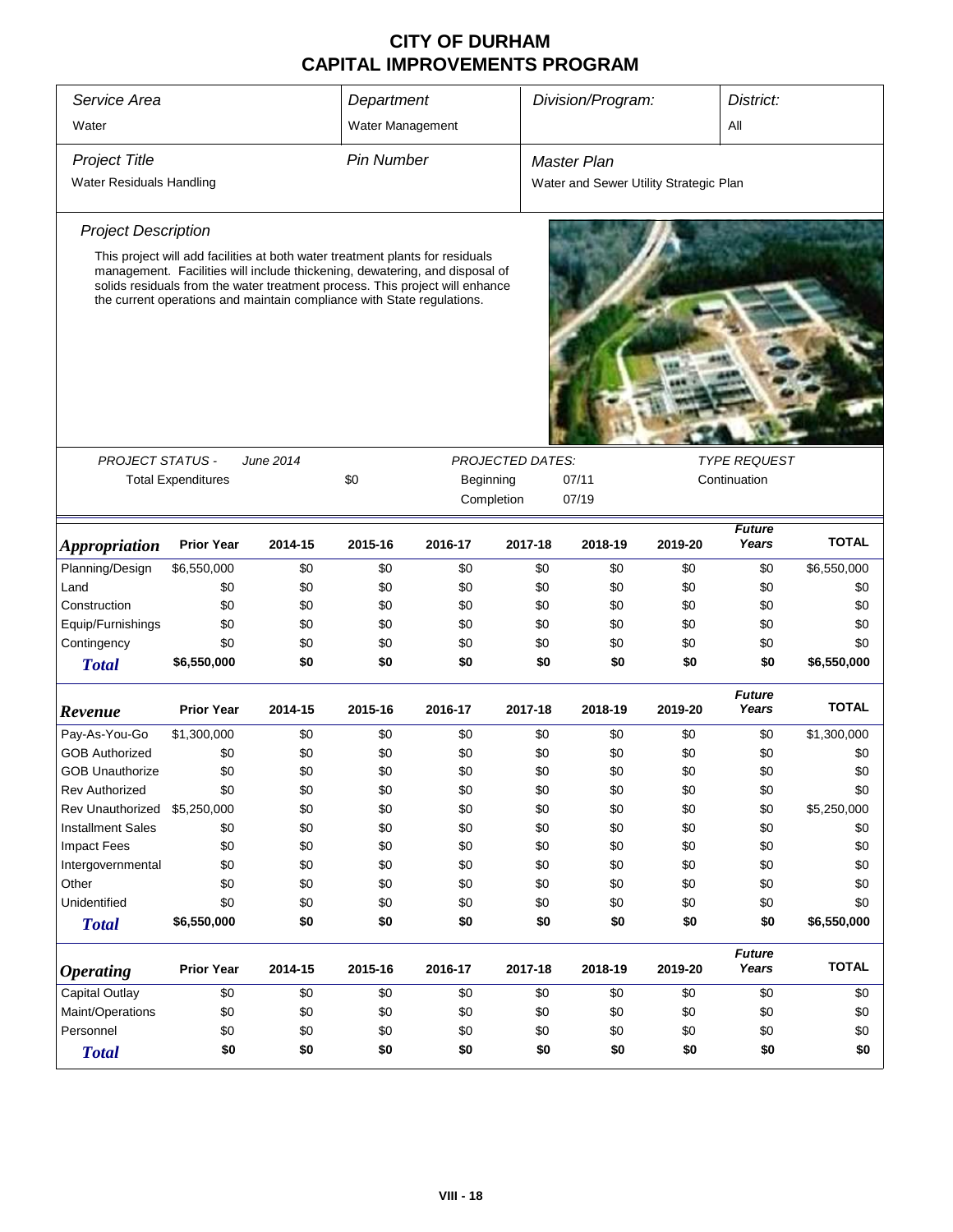# CITY OF DURHAM
# CAPITAL IMPROVEMENTS PROGRAM

| *Service Area* | *Department* | *Division/Program:* | *District:* |
|---|---|---|---|
| Water | Water Management | | All |

| *Project Title* | *Pin Number* | *Master Plan* |
|---|---|---|
| Water Residuals Handling | | Water and Sewer Utility Strategic Plan |

*Project Description*

This project will add facilities at both water treatment plants for residuals management. Facilities will include thickening, dewatering, and disposal of solids residuals from the water treatment process. This project will enhance the current operations and maintain compliance with State regulations.

| *PROJECT STATUS -* | *June 2014* | *PROJECTED DATES:* | | *TYPE REQUEST* |
|---|---|---|---|---|
| Total Expenditures | $0 | Beginning | 07/11 | Continuation |
| | | Completion | 07/19 | |

| *Appropriation* | Prior Year | 2014-15 | 2015-16 | 2016-17 | 2017-18 | 2018-19 | 2019-20 | *Future Years* | TOTAL |
|---|---|---|---|---|---|---|---|---|---|
| Planning/Design | $6,550,000 | $0 | $0 | $0 | $0 | $0 | $0 | $0 | $6,550,000 |
| Land | $0 | $0 | $0 | $0 | $0 | $0 | $0 | $0 | $0 |
| Construction | $0 | $0 | $0 | $0 | $0 | $0 | $0 | $0 | $0 |
| Equip/Furnishings | $0 | $0 | $0 | $0 | $0 | $0 | $0 | $0 | $0 |
| Contingency | $0 | $0 | $0 | $0 | $0 | $0 | $0 | $0 | $0 |
| ***Total*** | **$6,550,000** | **$0** | **$0** | **$0** | **$0** | **$0** | **$0** | **$0** | **$6,550,000** |

| *Revenue* | Prior Year | 2014-15 | 2015-16 | 2016-17 | 2017-18 | 2018-19 | 2019-20 | *Future Years* | TOTAL |
|---|---|---|---|---|---|---|---|---|---|
| Pay-As-You-Go | $1,300,000 | $0 | $0 | $0 | $0 | $0 | $0 | $0 | $1,300,000 |
| GOB Authorized | $0 | $0 | $0 | $0 | $0 | $0 | $0 | $0 | $0 |
| GOB Unauthorize | $0 | $0 | $0 | $0 | $0 | $0 | $0 | $0 | $0 |
| Rev Authorized | $0 | $0 | $0 | $0 | $0 | $0 | $0 | $0 | $0 |
| Rev Unauthorized | $5,250,000 | $0 | $0 | $0 | $0 | $0 | $0 | $0 | $5,250,000 |
| Installment Sales | $0 | $0 | $0 | $0 | $0 | $0 | $0 | $0 | $0 |
| Impact Fees | $0 | $0 | $0 | $0 | $0 | $0 | $0 | $0 | $0 |
| Intergovernmental | $0 | $0 | $0 | $0 | $0 | $0 | $0 | $0 | $0 |
| Other | $0 | $0 | $0 | $0 | $0 | $0 | $0 | $0 | $0 |
| Unidentified | $0 | $0 | $0 | $0 | $0 | $0 | $0 | $0 | $0 |
| ***Total*** | **$6,550,000** | **$0** | **$0** | **$0** | **$0** | **$0** | **$0** | **$0** | **$6,550,000** |

| *Operating* | Prior Year | 2014-15 | 2015-16 | 2016-17 | 2017-18 | 2018-19 | 2019-20 | *Future Years* | TOTAL |
|---|---|---|---|---|---|---|---|---|---|
| Capital Outlay | $0 | $0 | $0 | $0 | $0 | $0 | $0 | $0 | $0 |
| Maint/Operations | $0 | $0 | $0 | $0 | $0 | $0 | $0 | $0 | $0 |
| Personnel | $0 | $0 | $0 | $0 | $0 | $0 | $0 | $0 | $0 |
| ***Total*** | **$0** | **$0** | **$0** | **$0** | **$0** | **$0** | **$0** | **$0** | **$0** |